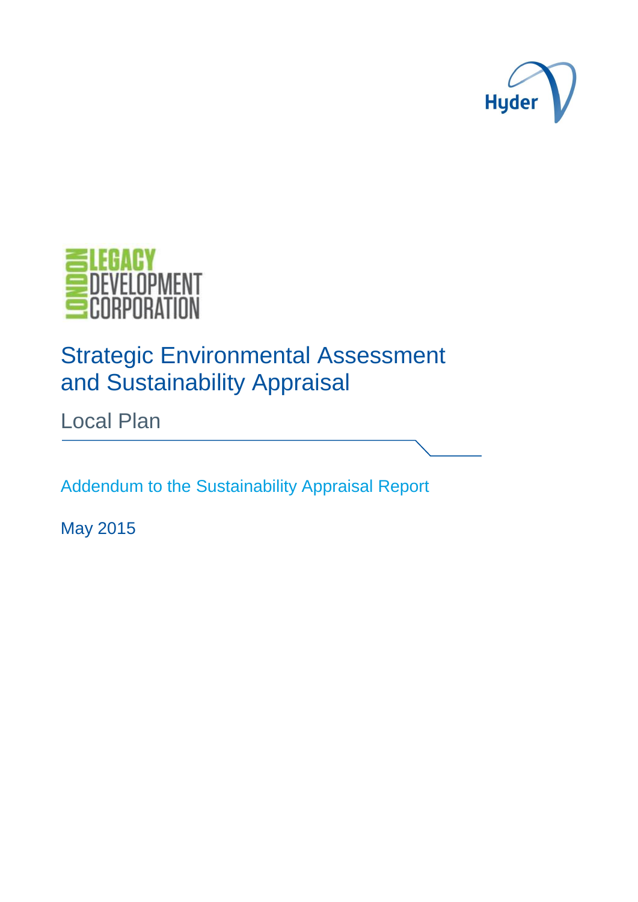Hyder

LONDON LEGACY DEVELOPMENT CORPORATION

# Strategic Environmental Assessment and Sustainability Appraisal

## Local Plan

Addendum to the Sustainability Appraisal Report

May 2015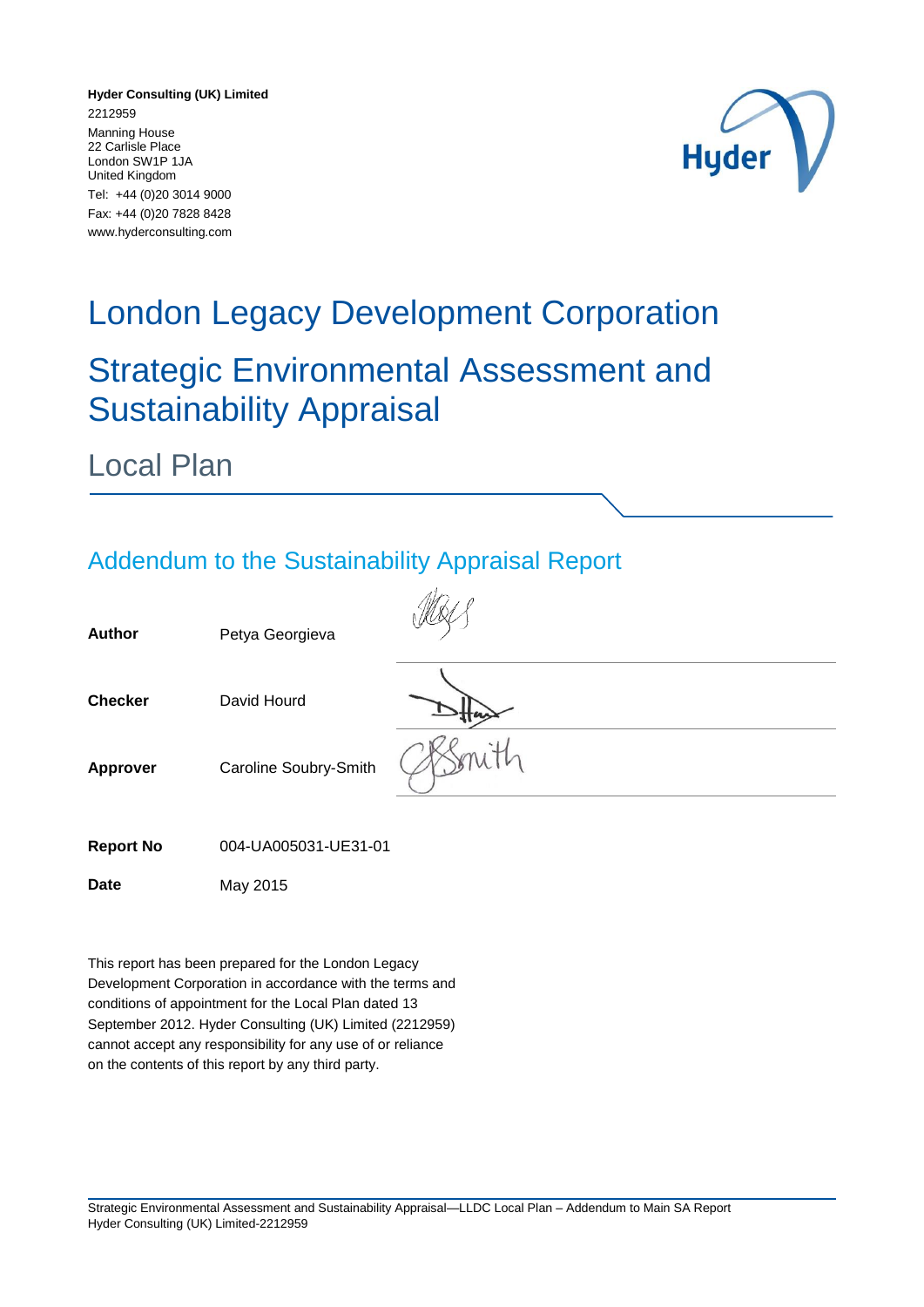**Hyder Consulting (UK) Limited**
2212959
Manning House
22 Carlisle Place
London SW1P 1JA
United Kingdom
Tel: +44 (0)20 3014 9000
Fax: +44 (0)20 7828 8428
www.hyderconsulting.com

# London Legacy Development Corporation

# Strategic Environmental Assessment and Sustainability Appraisal

## Local Plan

## Addendum to the Sustainability Appraisal Report

| | | |
|---|---|---|
| **Author** | Petya Georgieva | |
| **Checker** | David Hourd | |
| **Approver** | Caroline Soubry-Smith | |
| **Report No** | 004-UA005031-UE31-01 | |
| **Date** | May 2015 | |

This report has been prepared for the London Legacy Development Corporation in accordance with the terms and conditions of appointment for the Local Plan dated 13 September 2012. Hyder Consulting (UK) Limited (2212959) cannot accept any responsibility for any use of or reliance on the contents of this report by any third party.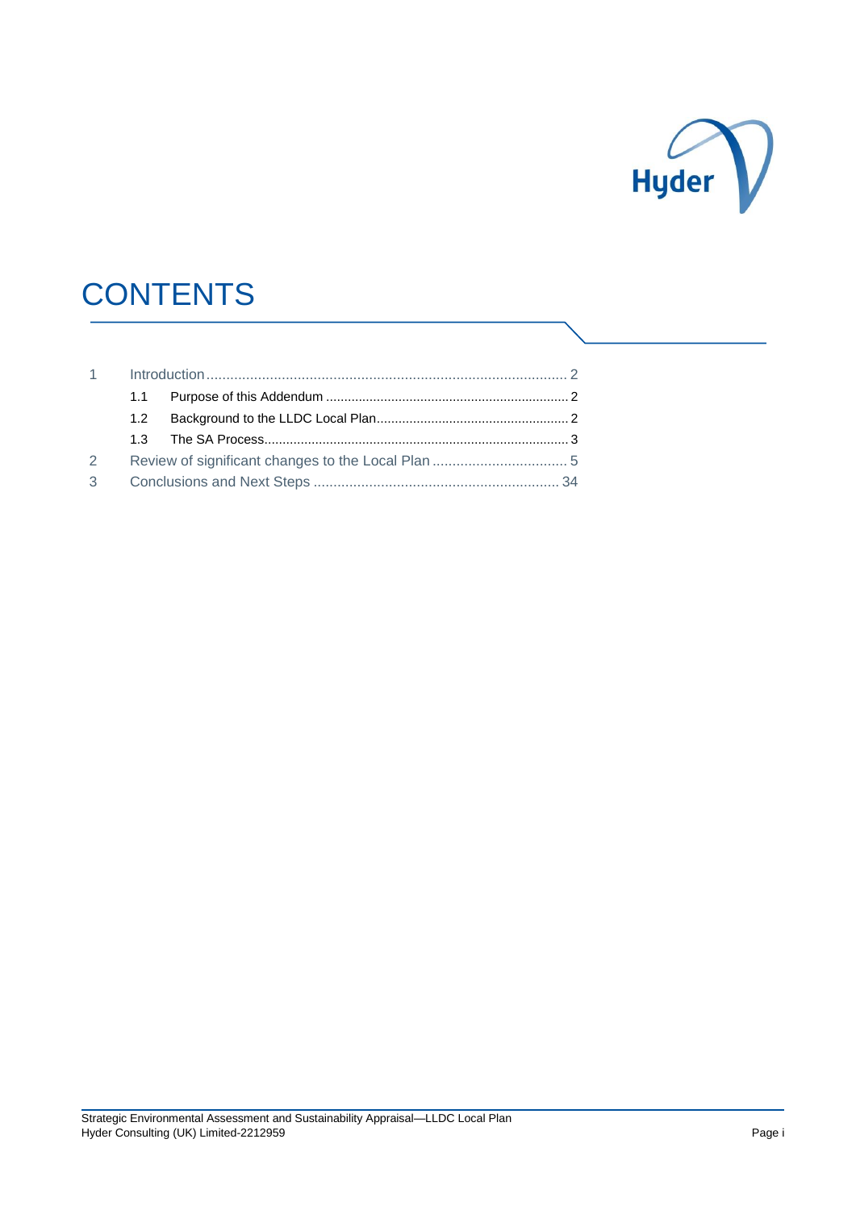# CONTENTS

1 Introduction ........................................................................................ 2

   1.1 Purpose of this Addendum ................................................................. 2

   1.2 Background to the LLDC Local Plan.................................................... 2

   1.3 The SA Process.................................................................................. 3

2 Review of significant changes to the Local Plan ................................... 5

3 Conclusions and Next Steps .............................................................. 34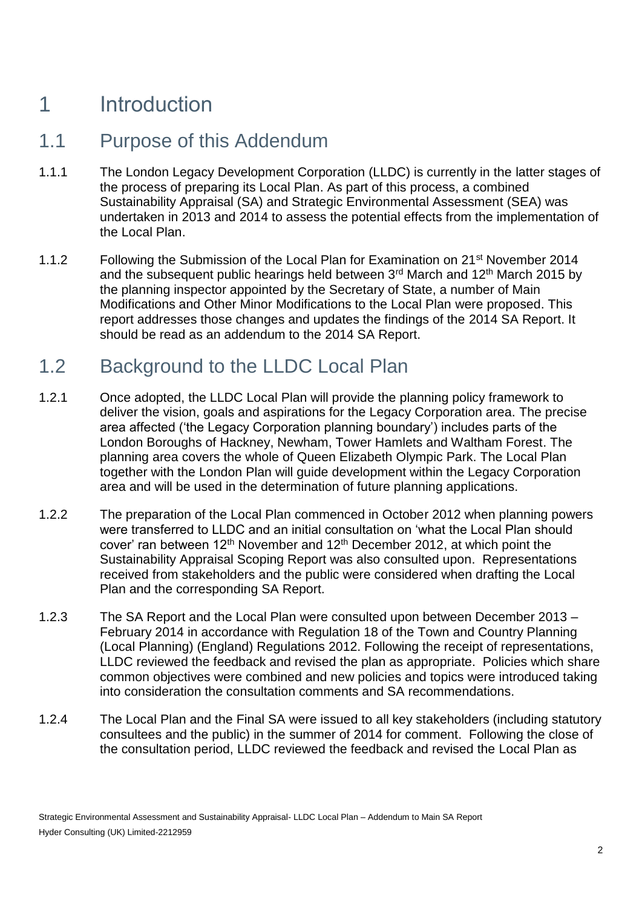# 1 Introduction

## 1.1 Purpose of this Addendum

1.1.1 The London Legacy Development Corporation (LLDC) is currently in the latter stages of the process of preparing its Local Plan. As part of this process, a combined Sustainability Appraisal (SA) and Strategic Environmental Assessment (SEA) was undertaken in 2013 and 2014 to assess the potential effects from the implementation of the Local Plan.

1.1.2 Following the Submission of the Local Plan for Examination on 21st November 2014 and the subsequent public hearings held between 3rd March and 12th March 2015 by the planning inspector appointed by the Secretary of State, a number of Main Modifications and Other Minor Modifications to the Local Plan were proposed. This report addresses those changes and updates the findings of the 2014 SA Report. It should be read as an addendum to the 2014 SA Report.

## 1.2 Background to the LLDC Local Plan

1.2.1 Once adopted, the LLDC Local Plan will provide the planning policy framework to deliver the vision, goals and aspirations for the Legacy Corporation area. The precise area affected ('the Legacy Corporation planning boundary') includes parts of the London Boroughs of Hackney, Newham, Tower Hamlets and Waltham Forest. The planning area covers the whole of Queen Elizabeth Olympic Park. The Local Plan together with the London Plan will guide development within the Legacy Corporation area and will be used in the determination of future planning applications.

1.2.2 The preparation of the Local Plan commenced in October 2012 when planning powers were transferred to LLDC and an initial consultation on 'what the Local Plan should cover' ran between 12th November and 12th December 2012, at which point the Sustainability Appraisal Scoping Report was also consulted upon. Representations received from stakeholders and the public were considered when drafting the Local Plan and the corresponding SA Report.

1.2.3 The SA Report and the Local Plan were consulted upon between December 2013 – February 2014 in accordance with Regulation 18 of the Town and Country Planning (Local Planning) (England) Regulations 2012. Following the receipt of representations, LLDC reviewed the feedback and revised the plan as appropriate. Policies which share common objectives were combined and new policies and topics were introduced taking into consideration the consultation comments and SA recommendations.

1.2.4 The Local Plan and the Final SA were issued to all key stakeholders (including statutory consultees and the public) in the summer of 2014 for comment. Following the close of the consultation period, LLDC reviewed the feedback and revised the Local Plan as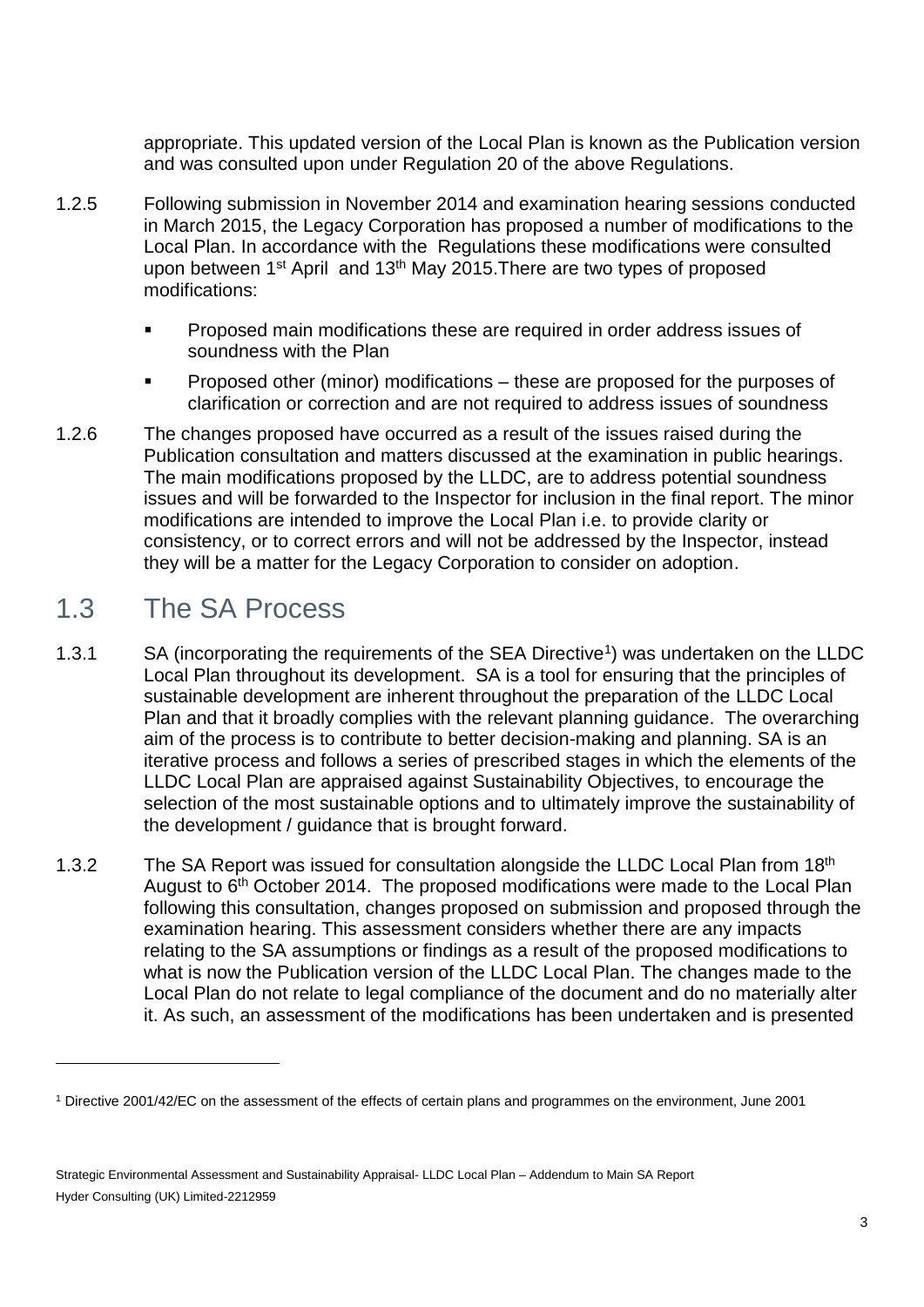appropriate. This updated version of the Local Plan is known as the Publication version and was consulted upon under Regulation 20 of the above Regulations.

1.2.5 Following submission in November 2014 and examination hearing sessions conducted in March 2015, the Legacy Corporation has proposed a number of modifications to the Local Plan. In accordance with the Regulations these modifications were consulted upon between 1st April and 13th May 2015.There are two types of proposed modifications:

- Proposed main modifications these are required in order address issues of soundness with the Plan
- Proposed other (minor) modifications – these are proposed for the purposes of clarification or correction and are not required to address issues of soundness

1.2.6 The changes proposed have occurred as a result of the issues raised during the Publication consultation and matters discussed at the examination in public hearings. The main modifications proposed by the LLDC, are to address potential soundness issues and will be forwarded to the Inspector for inclusion in the final report. The minor modifications are intended to improve the Local Plan i.e. to provide clarity or consistency, or to correct errors and will not be addressed by the Inspector, instead they will be a matter for the Legacy Corporation to consider on adoption.

## 1.3 The SA Process

1.3.1 SA (incorporating the requirements of the SEA Directive[1]) was undertaken on the LLDC Local Plan throughout its development. SA is a tool for ensuring that the principles of sustainable development are inherent throughout the preparation of the LLDC Local Plan and that it broadly complies with the relevant planning guidance. The overarching aim of the process is to contribute to better decision-making and planning. SA is an iterative process and follows a series of prescribed stages in which the elements of the LLDC Local Plan are appraised against Sustainability Objectives, to encourage the selection of the most sustainable options and to ultimately improve the sustainability of the development / guidance that is brought forward.

1.3.2 The SA Report was issued for consultation alongside the LLDC Local Plan from 18th August to 6th October 2014. The proposed modifications were made to the Local Plan following this consultation, changes proposed on submission and proposed through the examination hearing. This assessment considers whether there are any impacts relating to the SA assumptions or findings as a result of the proposed modifications to what is now the Publication version of the LLDC Local Plan. The changes made to the Local Plan do not relate to legal compliance of the document and do no materially alter it. As such, an assessment of the modifications has been undertaken and is presented

[1] Directive 2001/42/EC on the assessment of the effects of certain plans and programmes on the environment, June 2001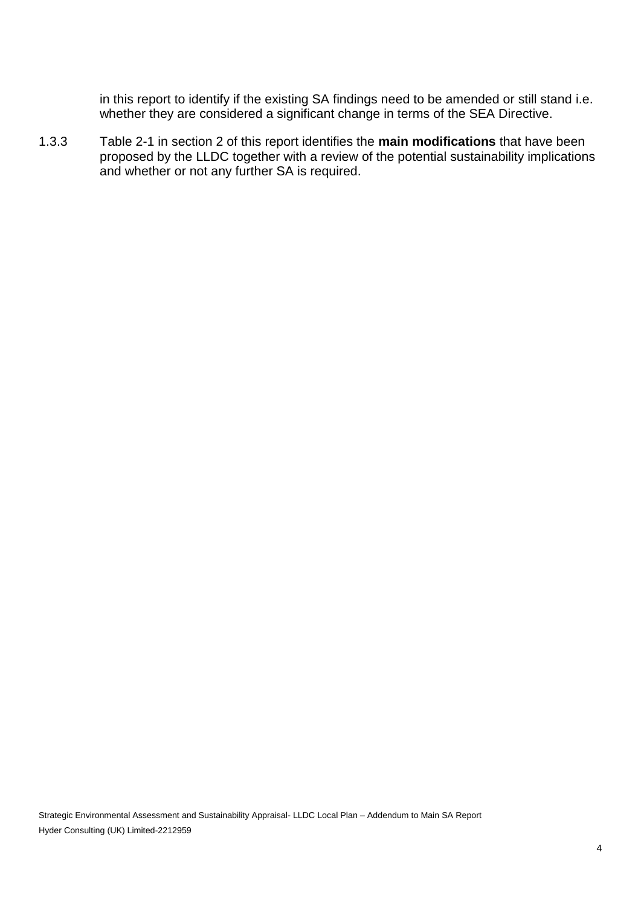in this report to identify if the existing SA findings need to be amended or still stand i.e. whether they are considered a significant change in terms of the SEA Directive.

1.3.3 Table 2-1 in section 2 of this report identifies the **main modifications** that have been proposed by the LLDC together with a review of the potential sustainability implications and whether or not any further SA is required.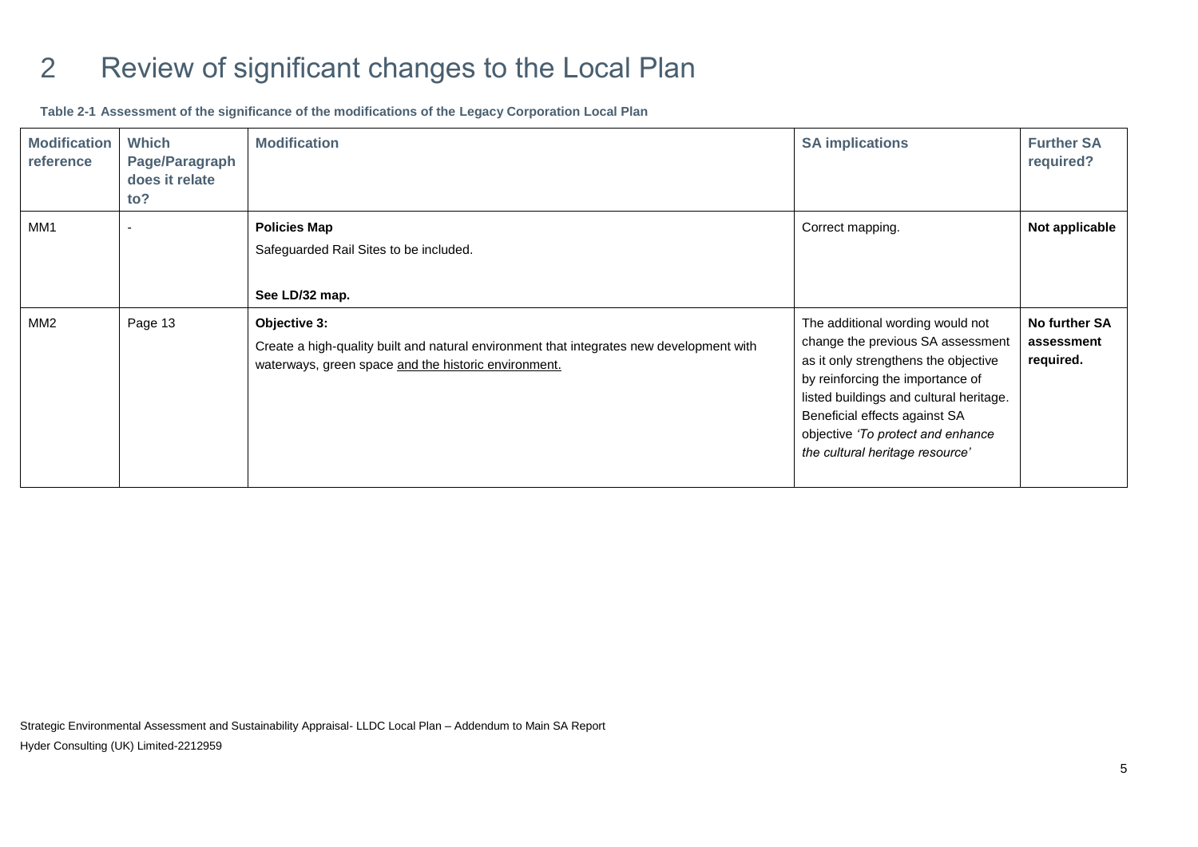# 2 Review of significant changes to the Local Plan

**Table 2-1 Assessment of the significance of the modifications of the Legacy Corporation Local Plan**

| Modification reference | Which Page/Paragraph does it relate to? | Modification | SA implications | Further SA required? |
|---|---|---|---|---|
| MM1 | - | **Policies Map**<br>Safeguarded Rail Sites to be included.<br><br>**See LD/32 map.** | Correct mapping. | **Not applicable** |
| MM2 | Page 13 | **Objective 3:**<br>Create a high-quality built and natural environment that integrates new development with waterways, green space <u>and the historic environment.</u> | The additional wording would not change the previous SA assessment as it only strengthens the objective by reinforcing the importance of listed buildings and cultural heritage. Beneficial effects against SA objective *'To protect and enhance the cultural heritage resource'* | **No further SA assessment required.** |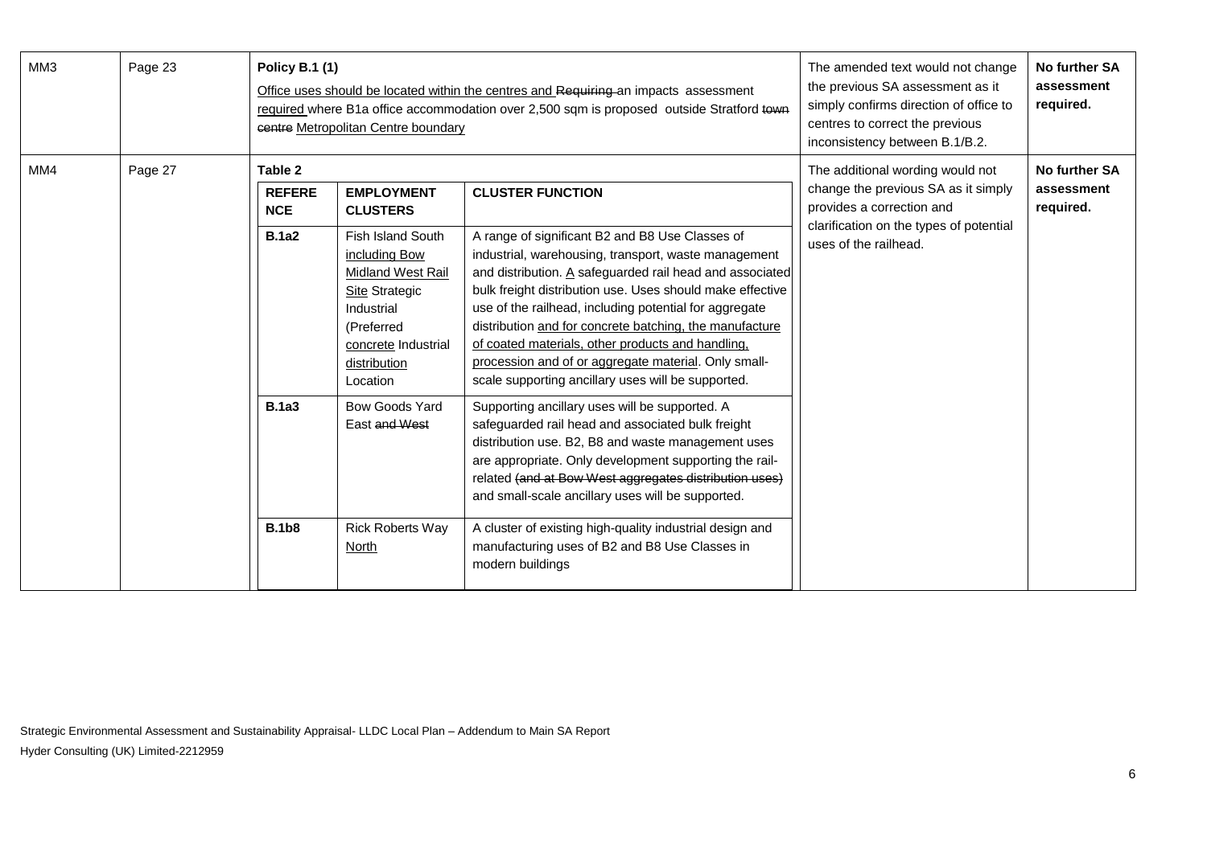| | | | | |
|---|---|---|---|---|
| MM3 | Page 23 | **Policy B.1 (1)**<br><u>Office uses should be located within the centres and</u> ~~Requiring~~ an impacts assessment <u>required</u> where B1a office accommodation over 2,500 sqm is proposed outside Stratford ~~town centre~~ <u>Metropolitan Centre boundary</u> | The amended text would not change the previous SA assessment as it simply confirms direction of office to centres to correct the previous inconsistency between B.1/B.2. | **No further SA assessment required.** |
| MM4 | Page 27 | **Table 2**<br>**REFERENCE** – **EMPLOYMENT CLUSTERS** – **CLUSTER FUNCTION**<br>**B.1a2** – Fish Island South <u>including Bow Midland West Rail Site</u> Strategic Industrial (Preferred <u>concrete</u> Industrial <u>distribution</u> Location – A range of significant B2 and B8 Use Classes of industrial, warehousing, transport, waste management and distribution. <u>A</u> safeguarded rail head and associated bulk freight distribution use. Uses should make effective use of the railhead, including potential for aggregate distribution <u>and for concrete batching, the manufacture of coated materials, other products and handling, procession and of or aggregate material</u>. Only small-scale supporting ancillary uses will be supported.<br>**B.1a3** – Bow Goods Yard East ~~and West~~ – Supporting ancillary uses will be supported. A safeguarded rail head and associated bulk freight distribution use. B2, B8 and waste management uses are appropriate. Only development supporting the rail-related ~~(and at Bow West aggregates distribution uses)~~ and small-scale ancillary uses will be supported.<br>**B.1b8** – Rick Roberts Way <u>North</u> – A cluster of existing high-quality industrial design and manufacturing uses of B2 and B8 Use Classes in modern buildings | The additional wording would not change the previous SA as it simply provides a correction and clarification on the types of potential uses of the railhead. | **No further SA assessment required.** |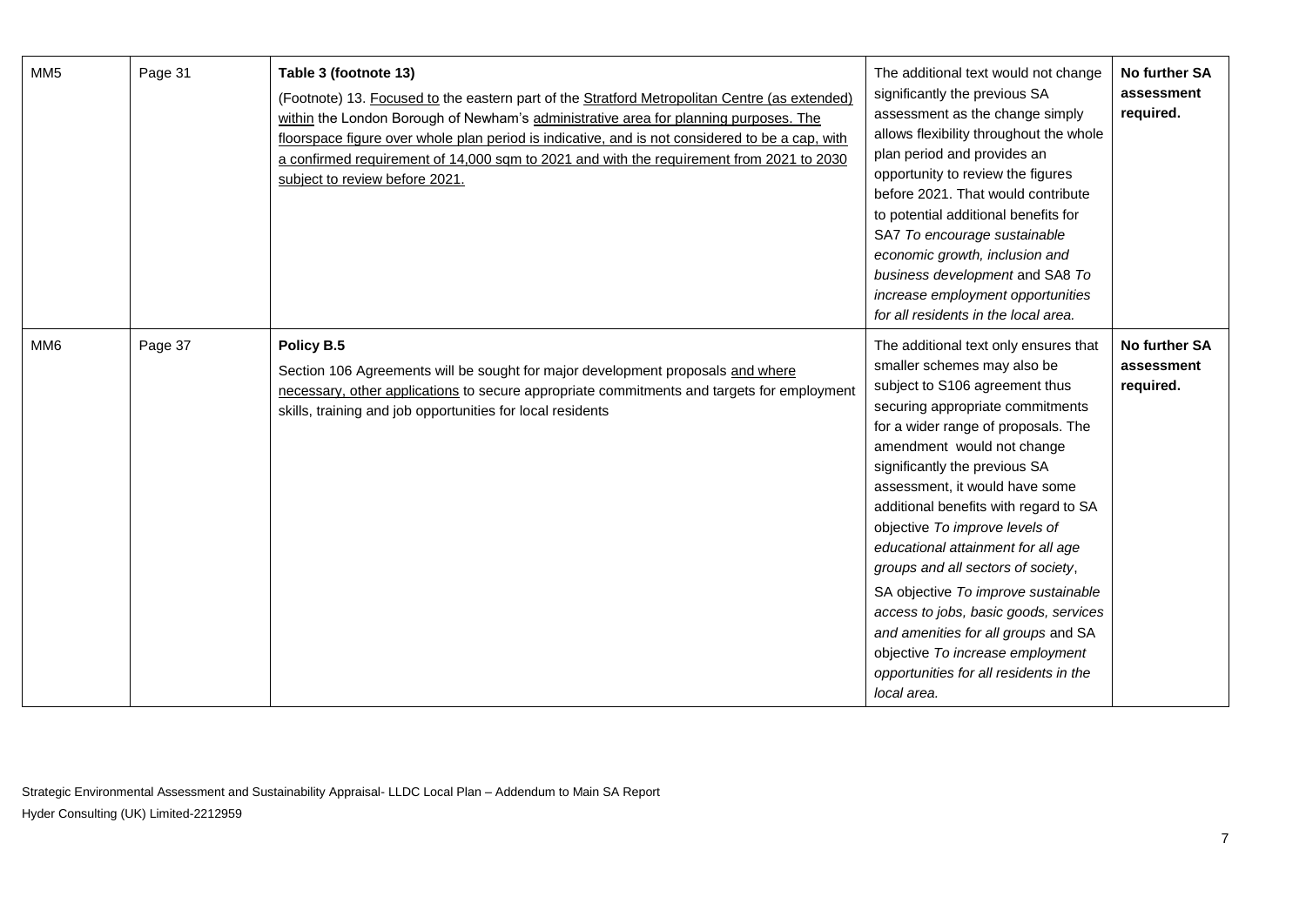| MM5 | Page 31 | **Table 3 (footnote 13)**<br>(Footnote) 13. <u>Focused to</u> the eastern part of the <u>Stratford Metropolitan Centre (as extended) within</u> the London Borough of Newham's <u>administrative area for planning purposes. The floorspace figure over whole plan period is indicative, and is not considered to be a cap, with a confirmed requirement of 14,000 sqm to 2021 and with the requirement from 2021 to 2030 subject to review before 2021.</u> | The additional text would not change significantly the previous SA assessment as the change simply allows flexibility throughout the whole plan period and provides an opportunity to review the figures before 2021. That would contribute to potential additional benefits for SA7 *To encourage sustainable economic growth, inclusion and business development* and SA8 *To increase employment opportunities for all residents in the local area.* | **No further SA assessment required.** |
|---|---|---|---|---|
| MM6 | Page 37 | **Policy B.5**<br>Section 106 Agreements will be sought for major development proposals <u>and where necessary, other applications</u> to secure appropriate commitments and targets for employment skills, training and job opportunities for local residents | The additional text only ensures that smaller schemes may also be subject to S106 agreement thus securing appropriate commitments for a wider range of proposals. The amendment would not change significantly the previous SA assessment, it would have some additional benefits with regard to SA objective *To improve levels of educational attainment for all age groups and all sectors of society*, SA objective *To improve sustainable access to jobs, basic goods, services and amenities for all groups* and SA objective *To increase employment opportunities for all residents in the local area.* | **No further SA assessment required.** |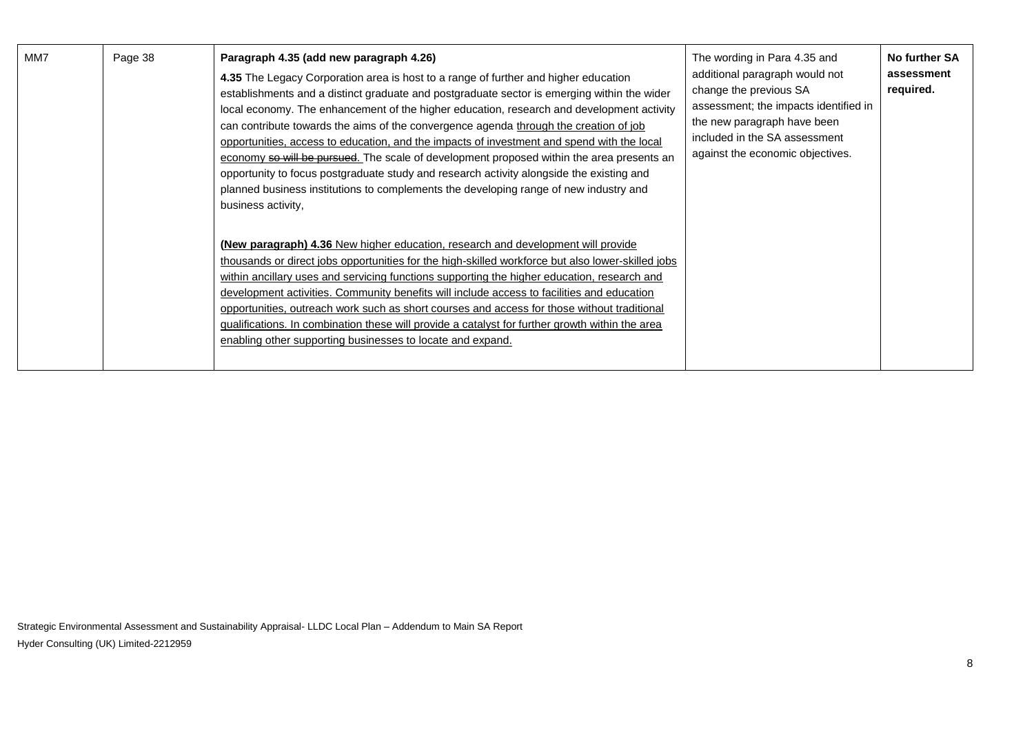| MM7 | Page 38 | **Paragraph 4.35 (add new paragraph 4.26)**<br><br>**4.35** The Legacy Corporation area is host to a range of further and higher education establishments and a distinct graduate and postgraduate sector is emerging within the wider local economy. The enhancement of the higher education, research and development activity can contribute towards the aims of the convergence agenda <u>through the creation of job opportunities, access to education, and the impacts of investment and spend with the local economy</u> ~~so will be pursued~~<u>.</u> The scale of development proposed within the area presents an opportunity to focus postgraduate study and research activity alongside the existing and planned business institutions to complements the developing range of new industry and business activity,<br><br><u>**(New paragraph) 4.36** New higher education, research and development will provide thousands or direct jobs opportunities for the high-skilled workforce but also lower-skilled jobs within ancillary uses and servicing functions supporting the higher education, research and development activities. Community benefits will include access to facilities and education opportunities, outreach work such as short courses and access for those without traditional qualifications. In combination these will provide a catalyst for further growth within the area enabling other supporting businesses to locate and expand.</u> | The wording in Para 4.35 and additional paragraph would not change the previous SA assessment; the impacts identified in the new paragraph have been included in the SA assessment against the economic objectives. | **No further SA assessment required.** |
|---|---|---|---|---|

Strategic Environmental Assessment and Sustainability Appraisal- LLDC Local Plan – Addendum to Main SA Report

Hyder Consulting (UK) Limited-2212959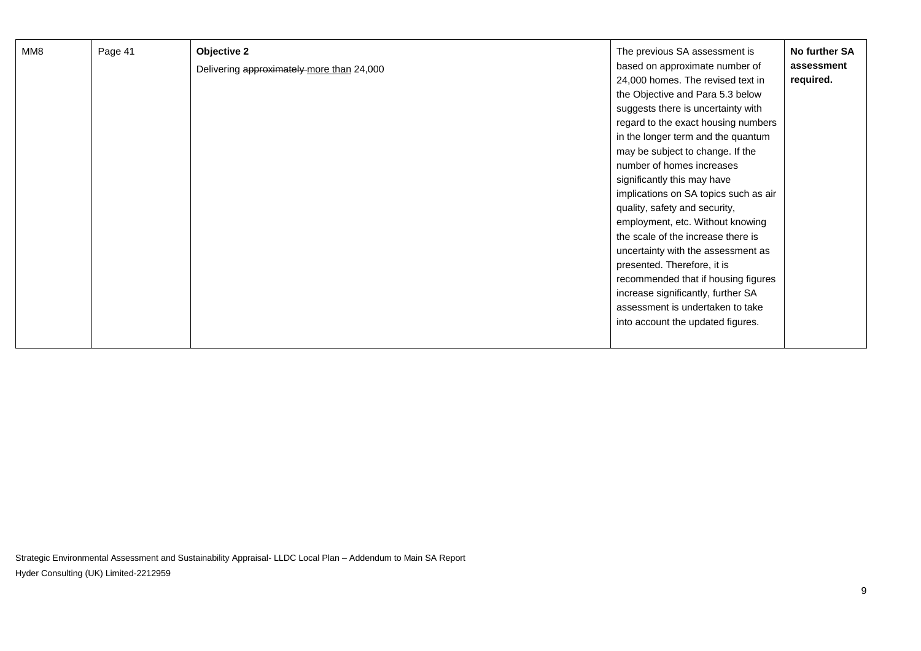| MM8 | Page 41 | **Objective 2**<br>Delivering ~~approximately~~ <u>more than</u> 24,000 | The previous SA assessment is based on approximate number of 24,000 homes. The revised text in the Objective and Para 5.3 below suggests there is uncertainty with regard to the exact housing numbers in the longer term and the quantum may be subject to change. If the number of homes increases significantly this may have implications on SA topics such as air quality, safety and security, employment, etc. Without knowing the scale of the increase there is uncertainty with the assessment as presented. Therefore, it is recommended that if housing figures increase significantly, further SA assessment is undertaken to take into account the updated figures. | **No further SA assessment required.** |
|---|---|---|---|---|

Strategic Environmental Assessment and Sustainability Appraisal- LLDC Local Plan – Addendum to Main SA Report

Hyder Consulting (UK) Limited-2212959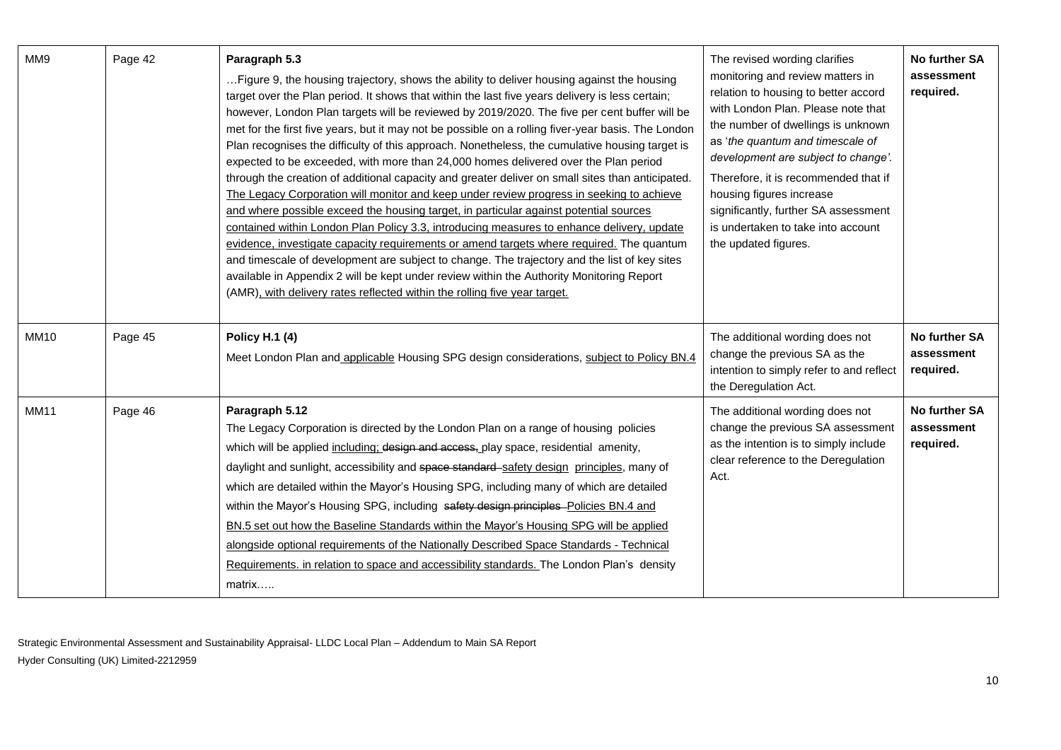| MM9 | Page 42 | **Paragraph 5.3**<br>…Figure 9, the housing trajectory, shows the ability to deliver housing against the housing target over the Plan period. It shows that within the last five years delivery is less certain; however, London Plan targets will be reviewed by 2019/2020. The five per cent buffer will be met for the first five years, but it may not be possible on a rolling fiver-year basis. The London Plan recognises the difficulty of this approach. Nonetheless, the cumulative housing target is expected to be exceeded, with more than 24,000 homes delivered over the Plan period through the creation of additional capacity and greater deliver on small sites than anticipated. <u>The Legacy Corporation will monitor and keep under review progress in seeking to achieve and where possible exceed the housing target, in particular against potential sources contained within London Plan Policy 3.3, introducing measures to enhance delivery, update evidence, investigate capacity requirements or amend targets where required.</u> The quantum and timescale of development are subject to change. The trajectory and the list of key sites available in Appendix 2 will be kept under review within the Authority Monitoring Report (AMR)<u>, with delivery rates reflected within the rolling five year target.</u> | The revised wording clarifies monitoring and review matters in relation to housing to better accord with London Plan. Please note that the number of dwellings is unknown as '*the quantum and timescale of development are subject to change'*.<br>Therefore, it is recommended that if housing figures increase significantly, further SA assessment is undertaken to take into account the updated figures. | **No further SA assessment required.** |
|---|---|---|---|---|
| MM10 | Page 45 | **Policy H.1 (4)**<br>Meet London Plan and <u>applicable</u> Housing SPG design considerations, <u>subject to Policy BN.4</u> | The additional wording does not change the previous SA as the intention to simply refer to and reflect the Deregulation Act. | **No further SA assessment required.** |
| MM11 | Page 46 | **Paragraph 5.12**<br>The Legacy Corporation is directed by the London Plan on a range of housing policies which will be applied <u>including;</u> ~~design and access,~~ play space, residential amenity, daylight and sunlight, accessibility and ~~space standard~~ <u>safety design principles</u>, many of which are detailed within the Mayor's Housing SPG, including many of which are detailed within the Mayor's Housing SPG, including ~~safety design principles~~ <u>Policies BN.4 and BN.5 set out how the Baseline Standards within the Mayor's Housing SPG will be applied alongside optional requirements of the Nationally Described Space Standards - Technical Requirements. in relation to space and accessibility standards.</u> The London Plan's density matrix….. | The additional wording does not change the previous SA assessment as the intention is to simply include clear reference to the Deregulation Act. | **No further SA assessment required.** |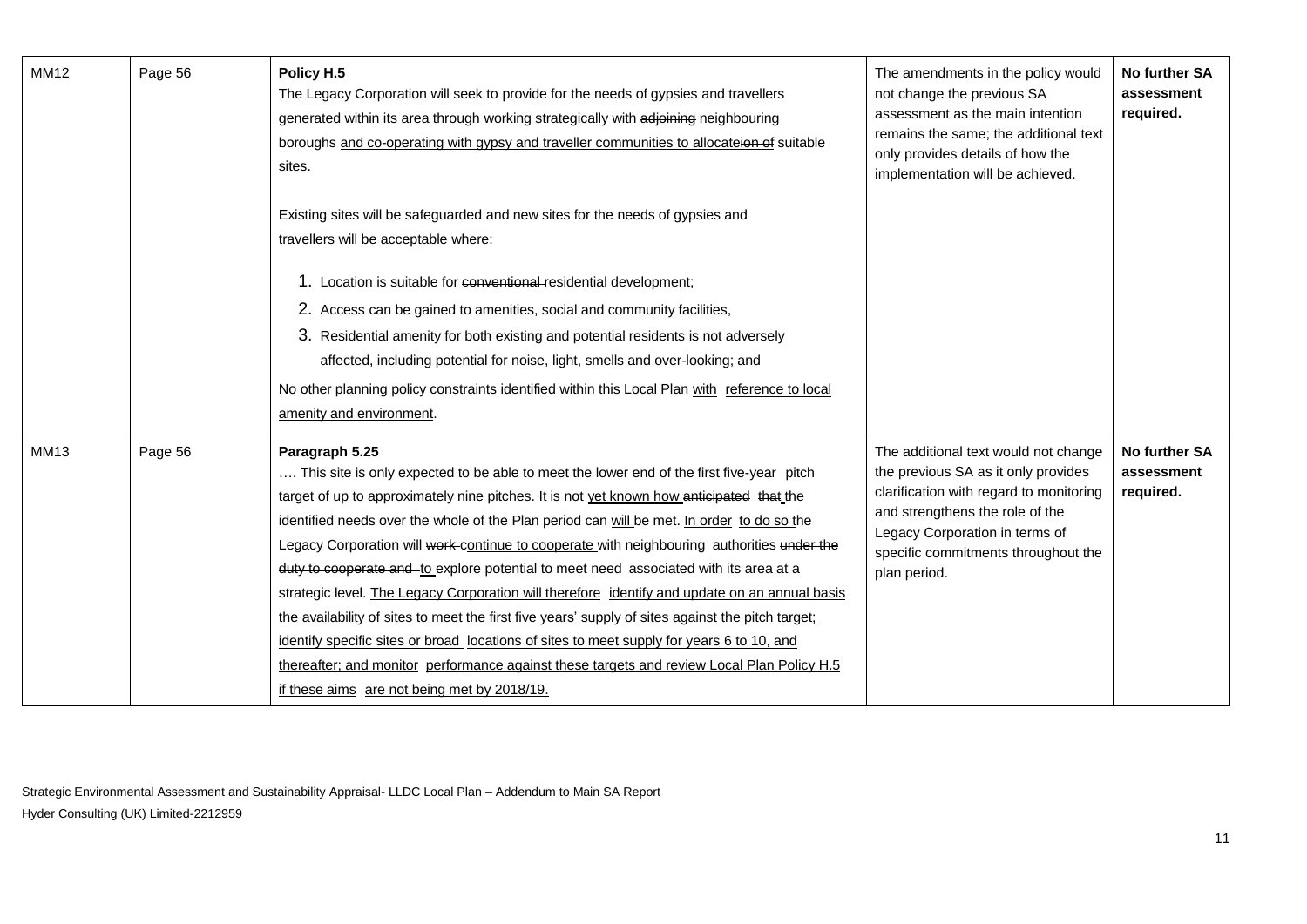| MM12 | Page 56 | **Policy H.5**<br>The Legacy Corporation will seek to provide for the needs of gypsies and travellers generated within its area through working strategically with ~~adjoining~~ neighbouring boroughs <u>and co-operating with gypsy and traveller communities to allocate</u>~~ion of~~ suitable sites.<br><br>Existing sites will be safeguarded and new sites for the needs of gypsies and travellers will be acceptable where:<br><br>1. Location is suitable for ~~conventional~~ residential development;<br>2. Access can be gained to amenities, social and community facilities,<br>3. Residential amenity for both existing and potential residents is not adversely affected, including potential for noise, light, smells and over-looking; and<br><br>No other planning policy constraints identified within this Local Plan <u>with reference to local amenity and environment</u>. | The amendments in the policy would not change the previous SA assessment as the main intention remains the same; the additional text only provides details of how the implementation will be achieved. | **No further SA assessment required.** |
|---|---|---|---|---|
| MM13 | Page 56 | **Paragraph 5.25**<br>…. This site is only expected to be able to meet the lower end of the first five-year pitch target of up to approximately nine pitches. It is not <u>yet known how</u> ~~anticipated~~ ~~that~~ the identified needs over the whole of the Plan period ~~can~~ <u>will</u> be met. <u>In order to do so</u> the Legacy Corporation will ~~work~~ <u>continue to cooperate</u> with neighbouring authorities ~~under the duty to cooperate and~~ <u>to</u> explore potential to meet need associated with its area at a strategic level. <u>The Legacy Corporation will therefore identify and update on an annual basis the availability of sites to meet the first five years' supply of sites against the pitch target; identify specific sites or broad locations of sites to meet supply for years 6 to 10, and thereafter; and monitor performance against these targets and review Local Plan Policy H.5 if these aims are not being met by 2018/19.</u> | The additional text would not change the previous SA as it only provides clarification with regard to monitoring and strengthens the role of the Legacy Corporation in terms of specific commitments throughout the plan period. | **No further SA assessment required.** |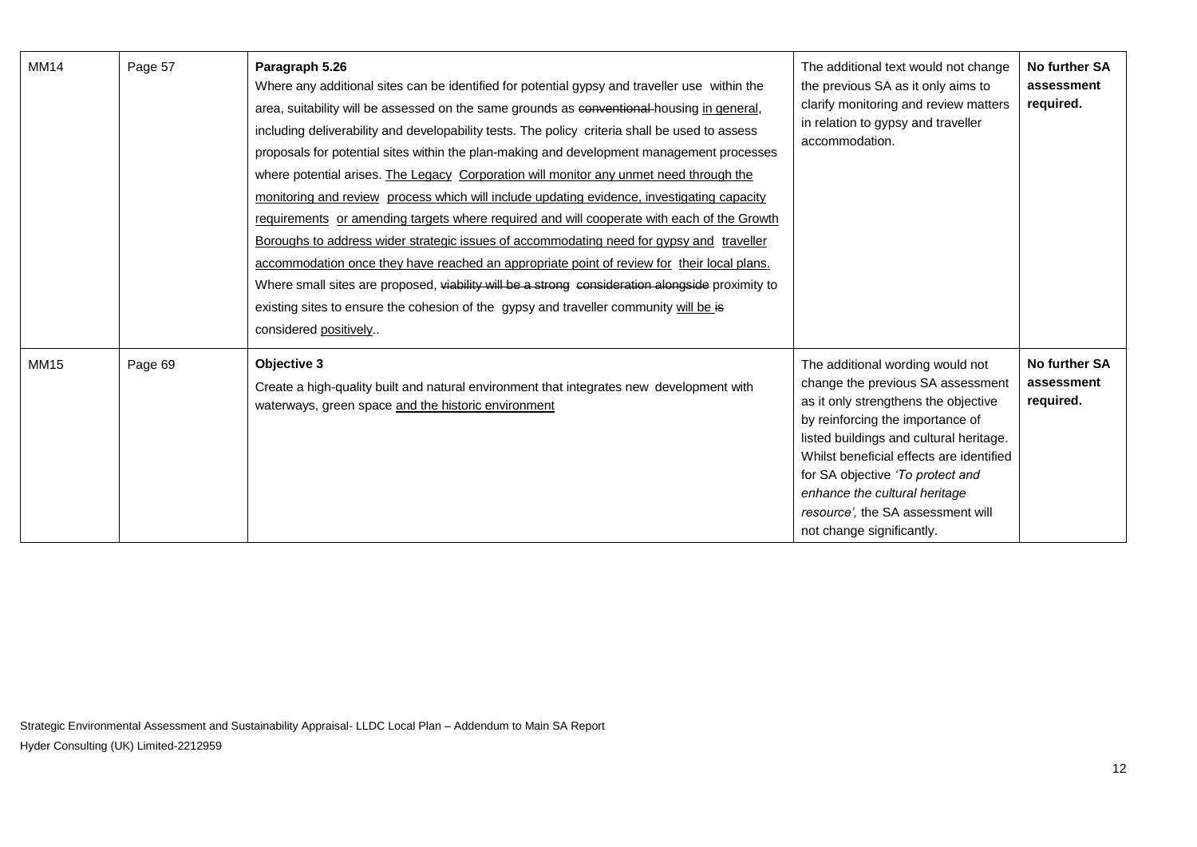| MM14 | Page 57 | **Paragraph 5.26**<br>Where any additional sites can be identified for potential gypsy and traveller use within the area, suitability will be assessed on the same grounds as ~~conventional~~ housing <u>in general</u>, including deliverability and developability tests. The policy criteria shall be used to assess proposals for potential sites within the plan-making and development management processes where potential arises. <u>The Legacy Corporation will monitor any unmet need through the monitoring and review process which will include updating evidence, investigating capacity requirements or amending targets where required and will cooperate with each of the Growth Boroughs to address wider strategic issues of accommodating need for gypsy and traveller accommodation once they have reached an appropriate point of review for their local plans.</u> Where small sites are proposed, ~~viability will be a strong consideration alongside~~ proximity to existing sites to ensure the cohesion of the gypsy and traveller community <u>will be</u> ~~is~~ considered <u>positively</u>.. | The additional text would not change the previous SA as it only aims to clarify monitoring and review matters in relation to gypsy and traveller accommodation. | **No further SA assessment required.** |
|---|---|---|---|---|
| MM15 | Page 69 | **Objective 3**<br>Create a high-quality built and natural environment that integrates new development with waterways, green space <u>and the historic environment</u> | The additional wording would not change the previous SA assessment as it only strengthens the objective by reinforcing the importance of listed buildings and cultural heritage. Whilst beneficial effects are identified for SA objective *'To protect and enhance the cultural heritage resource',* the SA assessment will not change significantly. | **No further SA assessment required.** |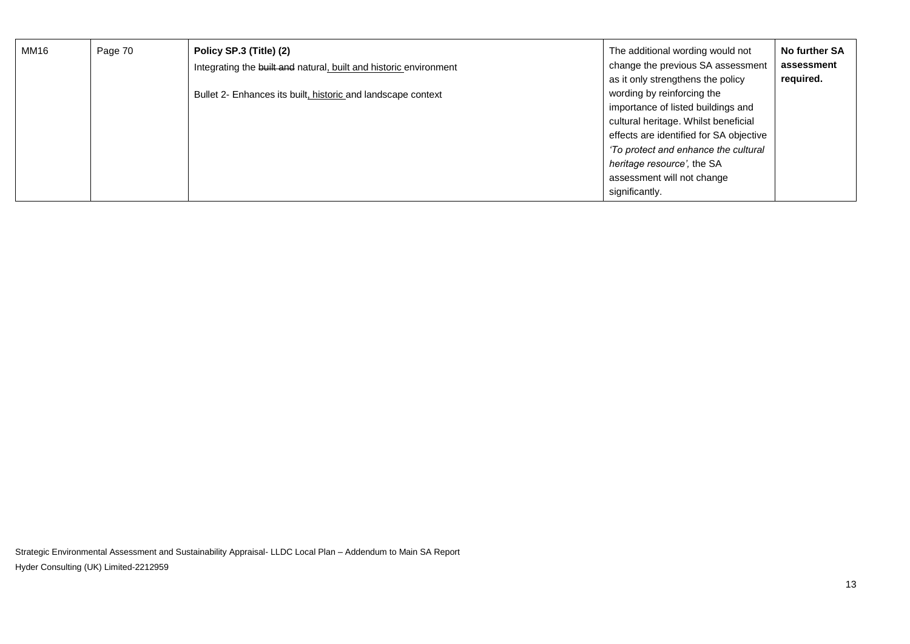| MM16 | Page 70 | **Policy SP.3 (Title) (2)**<br>Integrating the ~~built and~~ natural, built and historic environment<br><br>Bullet 2- Enhances its built, historic and landscape context | The additional wording would not change the previous SA assessment as it only strengthens the policy wording by reinforcing the importance of listed buildings and cultural heritage. Whilst beneficial effects are identified for SA objective *'To protect and enhance the cultural heritage resource'*, the SA assessment will not change significantly. | **No further SA assessment required.** |
|---|---|---|---|---|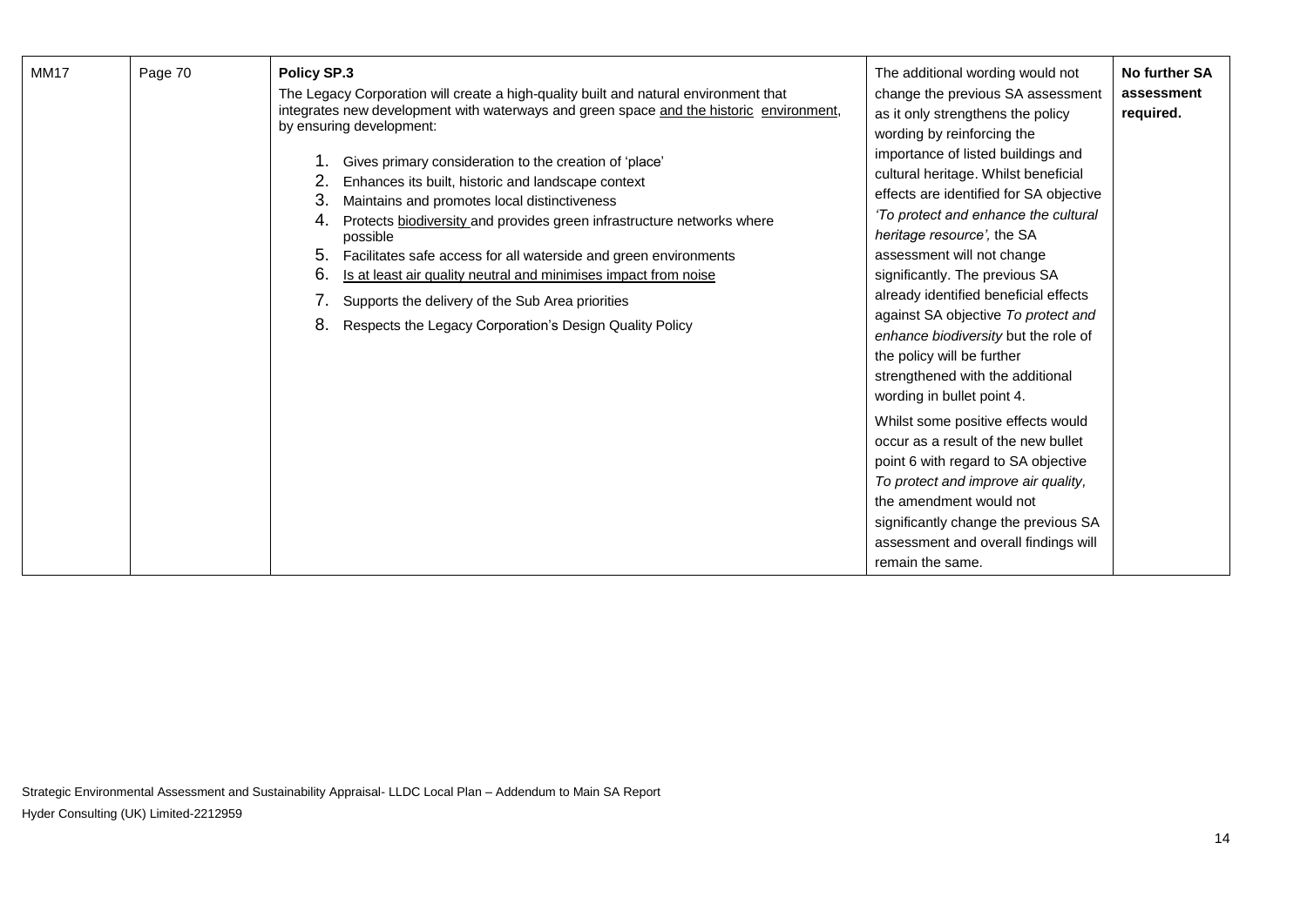| MM17 | Page 70 | **Policy SP.3**<br>The Legacy Corporation will create a high-quality built and natural environment that integrates new development with waterways and green space <u>and the historic environment</u>, by ensuring development:<br>1. Gives primary consideration to the creation of 'place'<br>2. Enhances its built, historic and landscape context<br>3. Maintains and promotes local distinctiveness<br>4. Protects <u>biodiversity</u> and provides green infrastructure networks where possible<br>5. Facilitates safe access for all waterside and green environments<br>6. <u>Is at least air quality neutral and minimises impact from noise</u><br>7. Supports the delivery of the Sub Area priorities<br>8. Respects the Legacy Corporation's Design Quality Policy | The additional wording would not change the previous SA assessment as it only strengthens the policy wording by reinforcing the importance of listed buildings and cultural heritage. Whilst beneficial effects are identified for SA objective *'To protect and enhance the cultural heritage resource'*, the SA assessment will not change significantly. The previous SA already identified beneficial effects against SA objective *To protect and enhance biodiversity* but the role of the policy will be further strengthened with the additional wording in bullet point 4.<br><br>Whilst some positive effects would occur as a result of the new bullet point 6 with regard to SA objective *To protect and improve air quality*, the amendment would not significantly change the previous SA assessment and overall findings will remain the same. | **No further SA assessment required.** |
|---|---|---|---|---|

Strategic Environmental Assessment and Sustainability Appraisal- LLDC Local Plan – Addendum to Main SA Report
Hyder Consulting (UK) Limited-2212959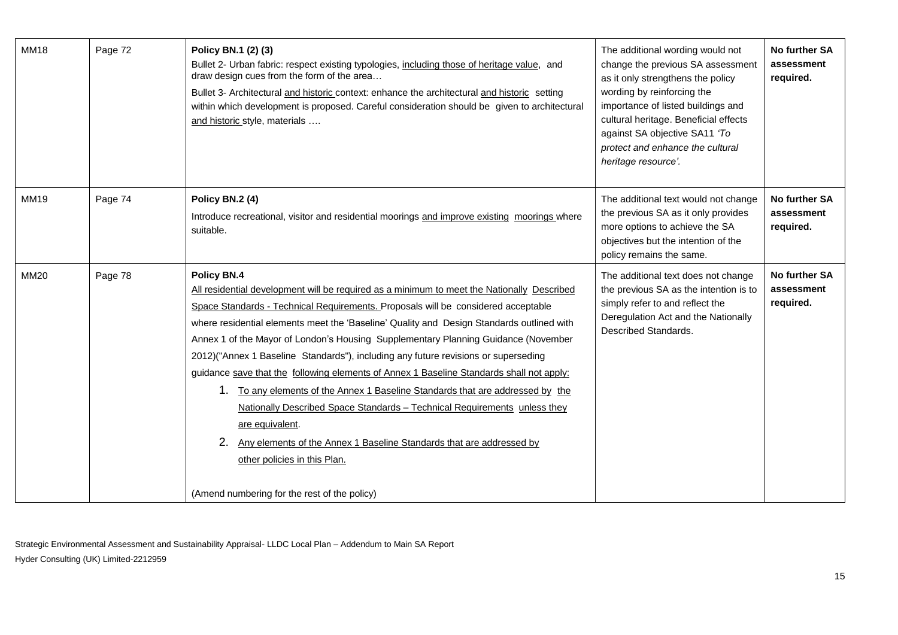| MM18 | Page 72 | **Policy BN.1 (2) (3)**<br>Bullet 2- Urban fabric: respect existing typologies, <u>including those of heritage value</u>, and draw design cues from the form of the area…<br>Bullet 3- Architectural <u>and historic</u> context: enhance the architectural <u>and historic</u> setting within which development is proposed. Careful consideration should be given to architectural <u>and historic</u> style, materials …. | The additional wording would not change the previous SA assessment as it only strengthens the policy wording by reinforcing the importance of listed buildings and cultural heritage. Beneficial effects against SA objective SA11 *'To protect and enhance the cultural heritage resource'.* | **No further SA assessment required.** |
|---|---|---|---|---|
| MM19 | Page 74 | **Policy BN.2 (4)**<br>Introduce recreational, visitor and residential moorings <u>and improve existing moorings</u> where suitable. | The additional text would not change the previous SA as it only provides more options to achieve the SA objectives but the intention of the policy remains the same. | **No further SA assessment required.** |
| MM20 | Page 78 | **Policy BN.4**<br><u>All residential development will be required as a minimum to meet the Nationally Described Space Standards - Technical Requirements.</u> Proposals will be considered acceptable where residential elements meet the 'Baseline' Quality and Design Standards outlined with Annex 1 of the Mayor of London's Housing Supplementary Planning Guidance (November 2012)("Annex 1 Baseline Standards"), including any future revisions or superseding guidance <u>save that the following elements of Annex 1 Baseline Standards shall not apply:</u><br>1. <u>To any elements of the Annex 1 Baseline Standards that are addressed by the Nationally Described Space Standards – Technical Requirements unless they are equivalent</u>.<br>2. <u>Any elements of the Annex 1 Baseline Standards that are addressed by other policies in this Plan.</u><br><br>(Amend numbering for the rest of the policy) | The additional text does not change the previous SA as the intention is to simply refer to and reflect the Deregulation Act and the Nationally Described Standards. | **No further SA assessment required.** |

Strategic Environmental Assessment and Sustainability Appraisal- LLDC Local Plan – Addendum to Main SA Report
Hyder Consulting (UK) Limited-2212959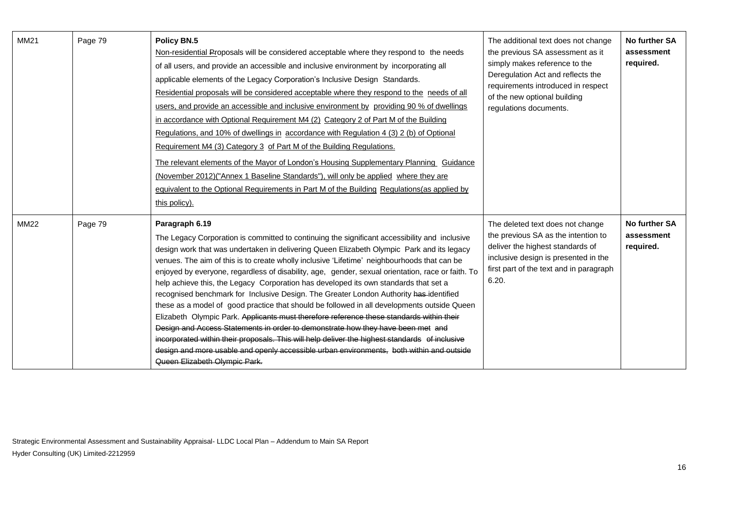| | | | | |
|---|---|---|---|---|
| MM21 | Page 79 | **Policy BN.5**<br>Non-residential ~~P~~proposals will be considered acceptable where they respond to the needs of all users, and provide an accessible and inclusive environment by incorporating all applicable elements of the Legacy Corporation's Inclusive Design Standards.<br>Residential proposals will be considered acceptable where they respond to the needs of all users, and provide an accessible and inclusive environment by providing 90 % of dwellings in accordance with Optional Requirement M4 (2) Category 2 of Part M of the Building Regulations, and 10% of dwellings in accordance with Regulation 4 (3) 2 (b) of Optional Requirement M4 (3) Category 3 of Part M of the Building Regulations.<br>The relevant elements of the Mayor of London's Housing Supplementary Planning Guidance (November 2012)("Annex 1 Baseline Standards"), will only be applied where they are equivalent to the Optional Requirements in Part M of the Building Regulations(as applied by this policy). | The additional text does not change the previous SA assessment as it simply makes reference to the Deregulation Act and reflects the requirements introduced in respect of the new optional building regulations documents. | **No further SA assessment required.** |
| MM22 | Page 79 | **Paragraph 6.19**<br>The Legacy Corporation is committed to continuing the significant accessibility and inclusive design work that was undertaken in delivering Queen Elizabeth Olympic Park and its legacy venues. The aim of this is to create wholly inclusive 'Lifetime' neighbourhoods that can be enjoyed by everyone, regardless of disability, age, gender, sexual orientation, race or faith. To help achieve this, the Legacy Corporation has developed its own standards that set a recognised benchmark for Inclusive Design. The Greater London Authority ~~has~~ identified these as a model of good practice that should be followed in all developments outside Queen Elizabeth Olympic Park. ~~Applicants must therefore reference these standards within their Design and Access Statements in order to demonstrate how they have been met and incorporated within their proposals. This will help deliver the highest standards of inclusive design and more usable and openly accessible urban environments, both within and outside Queen Elizabeth Olympic Park.~~ | The deleted text does not change the previous SA as the intention to deliver the highest standards of inclusive design is presented in the first part of the text and in paragraph 6.20. | **No further SA assessment required.** |

Strategic Environmental Assessment and Sustainability Appraisal- LLDC Local Plan – Addendum to Main SA Report
Hyder Consulting (UK) Limited-2212959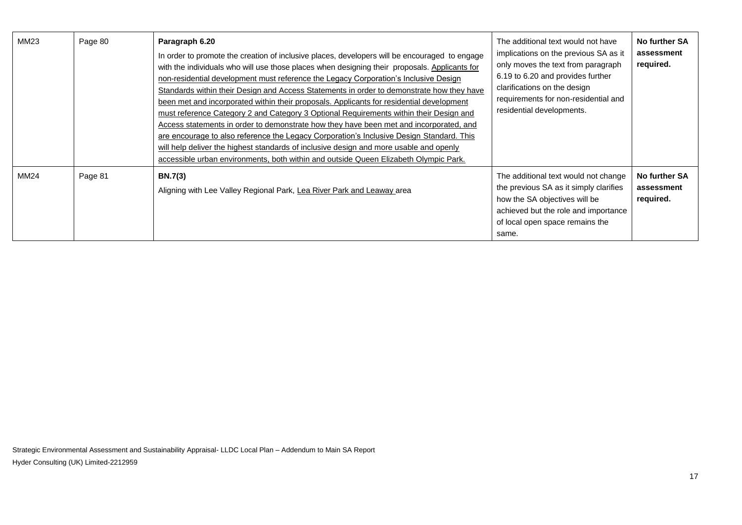| MM23 | Page 80 | **Paragraph 6.20**<br>In order to promote the creation of inclusive places, developers will be encouraged to engage with the individuals who will use those places when designing their proposals. <u>Applicants for non-residential development must reference the Legacy Corporation's Inclusive Design Standards within their Design and Access Statements in order to demonstrate how they have been met and incorporated within their proposals. Applicants for residential development must reference Category 2 and Category 3 Optional Requirements within their Design and Access statements in order to demonstrate how they have been met and incorporated, and are encourage to also reference the Legacy Corporation's Inclusive Design Standard. This will help deliver the highest standards of inclusive design and more usable and openly accessible urban environments, both within and outside Queen Elizabeth Olympic Park.</u> | The additional text would not have implications on the previous SA as it only moves the text from paragraph 6.19 to 6.20 and provides further clarifications on the design requirements for non-residential and residential developments. | **No further SA assessment required.** |
|---|---|---|---|---|
| MM24 | Page 81 | **BN.7(3)**<br>Aligning with Lee Valley Regional Park, <u>Lea River Park and Leaway</u> area | The additional text would not change the previous SA as it simply clarifies how the SA objectives will be achieved but the role and importance of local open space remains the same. | **No further SA assessment required.** |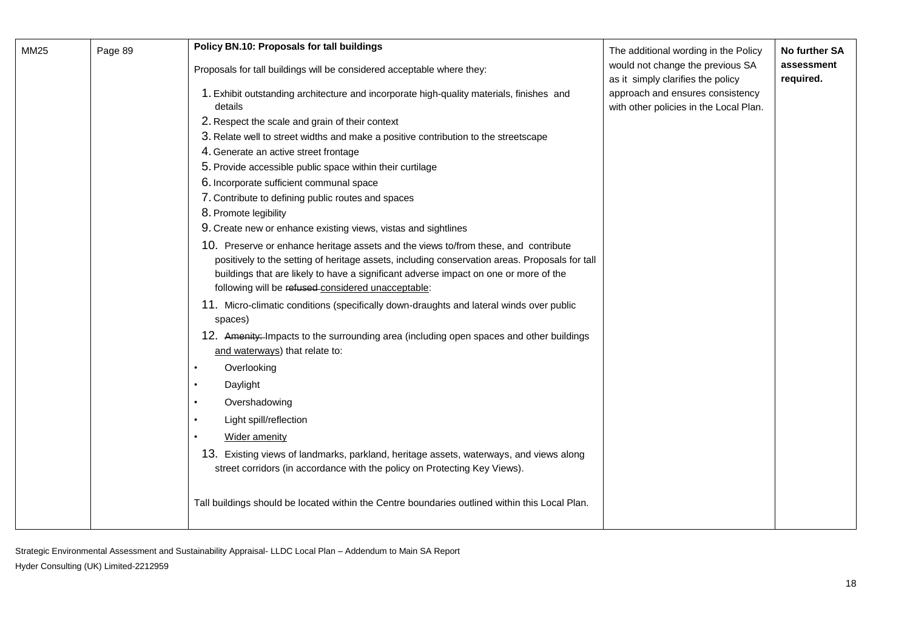| MM25 | Page 89 | **Policy BN.10: Proposals for tall buildings**<br><br>Proposals for tall buildings will be considered acceptable where they:<br><br>1. Exhibit outstanding architecture and incorporate high-quality materials, finishes and details<br>2. Respect the scale and grain of their context<br>3. Relate well to street widths and make a positive contribution to the streetscape<br>4. Generate an active street frontage<br>5. Provide accessible public space within their curtilage<br>6. Incorporate sufficient communal space<br>7. Contribute to defining public routes and spaces<br>8. Promote legibility<br>9. Create new or enhance existing views, vistas and sightlines<br>10. Preserve or enhance heritage assets and the views to/from these, and contribute positively to the setting of heritage assets, including conservation areas. Proposals for tall buildings that are likely to have a significant adverse impact on one or more of the following will be ~~refused~~ <u>considered unacceptable</u>:<br>11. Micro-climatic conditions (specifically down-draughts and lateral winds over public spaces)<br>12. ~~Amenity:~~ Impacts to the surrounding area (including open spaces and other buildings <u>and waterways</u>) that relate to:<br>• Overlooking<br>• Daylight<br>• Overshadowing<br>• Light spill/reflection<br>• <u>Wider amenity</u><br>13. Existing views of landmarks, parkland, heritage assets, waterways, and views along street corridors (in accordance with the policy on Protecting Key Views).<br><br>Tall buildings should be located within the Centre boundaries outlined within this Local Plan. | The additional wording in the Policy would not change the previous SA as it simply clarifies the policy approach and ensures consistency with other policies in the Local Plan. | **No further SA assessment required.** |
|---|---|---|---|---|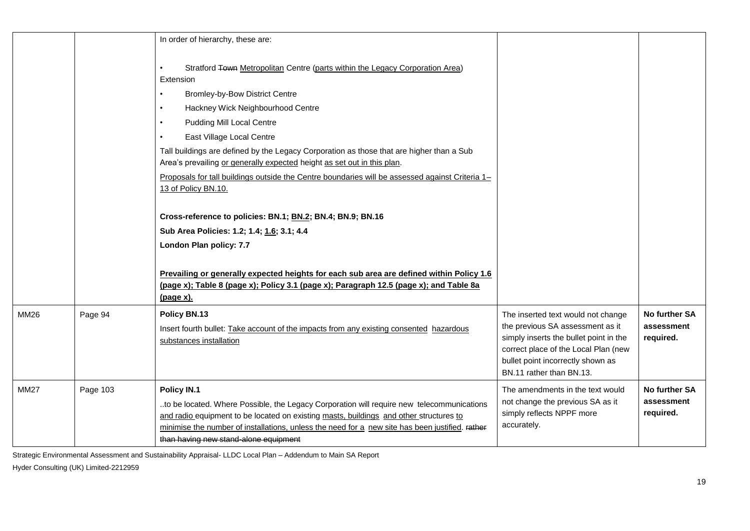| | | | | |
|---|---|---|---|---|
| | | In order of hierarchy, these are:<br><br>• Stratford ~~Town~~ <u>Metropolitan</u> Centre (<u>parts within the Legacy Corporation Area</u>) Extension<br>• Bromley-by-Bow District Centre<br>• Hackney Wick Neighbourhood Centre<br>• Pudding Mill Local Centre<br>• East Village Local Centre<br><br>Tall buildings are defined by the Legacy Corporation as those that are higher than a Sub Area's prevailing <u>or generally expected</u> height <u>as set out in this plan</u>.<br><br><u>Proposals for tall buildings outside the Centre boundaries will be assessed against Criteria 1–13 of Policy BN.10.</u><br><br>**Cross-reference to policies: BN.1; <u>BN.2</u>; BN.4; BN.9; BN.16**<br>**Sub Area Policies: 1.2; 1.4; <u>1.6</u>; 3.1; 4.4**<br>**London Plan policy: 7.7**<br><br>**<u>Prevailing or generally expected heights for each sub area are defined within Policy 1.6 (page x); Table 8 (page x); Policy 3.1 (page x); Paragraph 12.5 (page x); and Table 8a (page x).</u>** | | |
| MM26 | Page 94 | **Policy BN.13**<br>Insert fourth bullet: <u>Take account of the impacts from any existing consented hazardous substances installation</u> | The inserted text would not change the previous SA assessment as it simply inserts the bullet point in the correct place of the Local Plan (new bullet point incorrectly shown as BN.11 rather than BN.13. | **No further SA assessment required.** |
| MM27 | Page 103 | **Policy IN.1**<br>..to be located. Where Possible, the Legacy Corporation will require new telecommunications <u>and radio</u> equipment to be located on existing <u>masts, buildings and other</u> structures <u>to minimise the number of installations, unless the need for a new site has been justified</u>. ~~rather than having new stand-alone equipment~~ | The amendments in the text would not change the previous SA as it simply reflects NPPF more accurately. | **No further SA assessment required.** |

Strategic Environmental Assessment and Sustainability Appraisal- LLDC Local Plan – Addendum to Main SA Report

Hyder Consulting (UK) Limited-2212959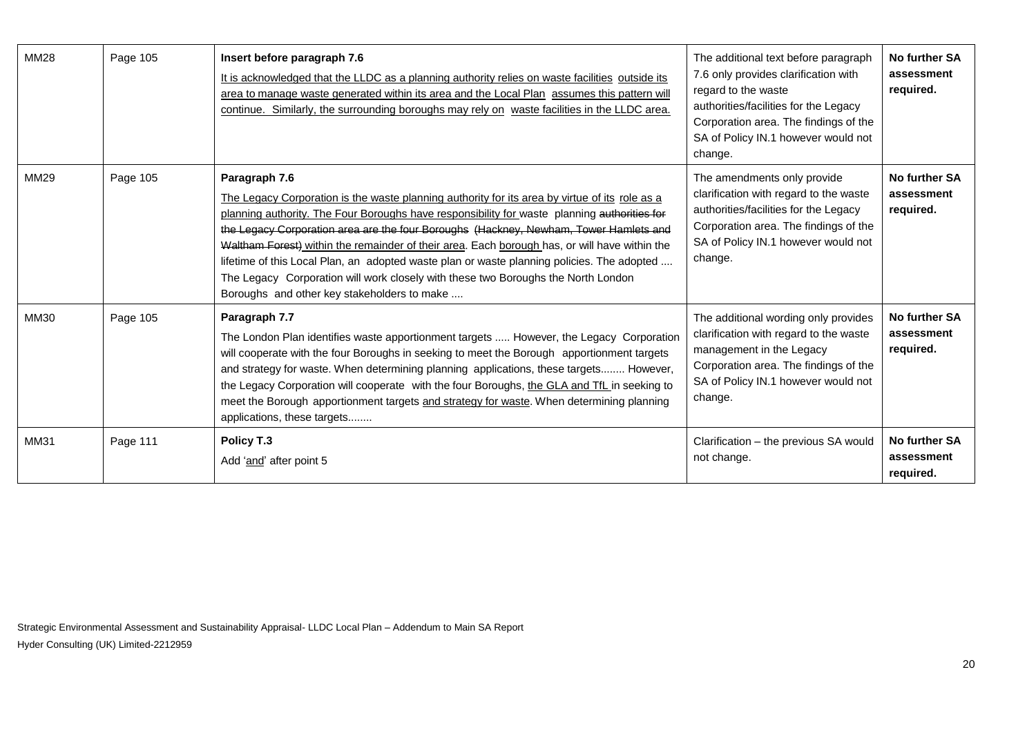| MM28 | Page 105 | **Insert before paragraph 7.6**<br>It is acknowledged that the LLDC as a planning authority relies on waste facilities outside its area to manage waste generated within its area and the Local Plan assumes this pattern will continue. Similarly, the surrounding boroughs may rely on waste facilities in the LLDC area. | The additional text before paragraph 7.6 only provides clarification with regard to the waste authorities/facilities for the Legacy Corporation area. The findings of the SA of Policy IN.1 however would not change. | **No further SA assessment required.** |
|---|---|---|---|---|
| MM29 | Page 105 | **Paragraph 7.6**<br>The Legacy Corporation is the waste planning authority for its area by virtue of its role as a planning authority. The Four Boroughs have responsibility for waste planning ~~authorities for the Legacy Corporation area are the four Boroughs (Hackney, Newham, Tower Hamlets and Waltham Forest)~~ within the remainder of their area. Each borough has, or will have within the lifetime of this Local Plan, an adopted waste plan or waste planning policies. The adopted .... The Legacy Corporation will work closely with these two Boroughs the North London Boroughs and other key stakeholders to make .... | The amendments only provide clarification with regard to the waste authorities/facilities for the Legacy Corporation area. The findings of the SA of Policy IN.1 however would not change. | **No further SA assessment required.** |
| MM30 | Page 105 | **Paragraph 7.7**<br>The London Plan identifies waste apportionment targets ..... However, the Legacy Corporation will cooperate with the four Boroughs in seeking to meet the Borough apportionment targets and strategy for waste. When determining planning applications, these targets........ However, the Legacy Corporation will cooperate with the four Boroughs, the GLA and TfL in seeking to meet the Borough apportionment targets and strategy for waste. When determining planning applications, these targets........ | The additional wording only provides clarification with regard to the waste management in the Legacy Corporation area. The findings of the SA of Policy IN.1 however would not change. | **No further SA assessment required.** |
| MM31 | Page 111 | **Policy T.3**<br>Add 'and' after point 5 | Clarification – the previous SA would not change. | **No further SA assessment required.** |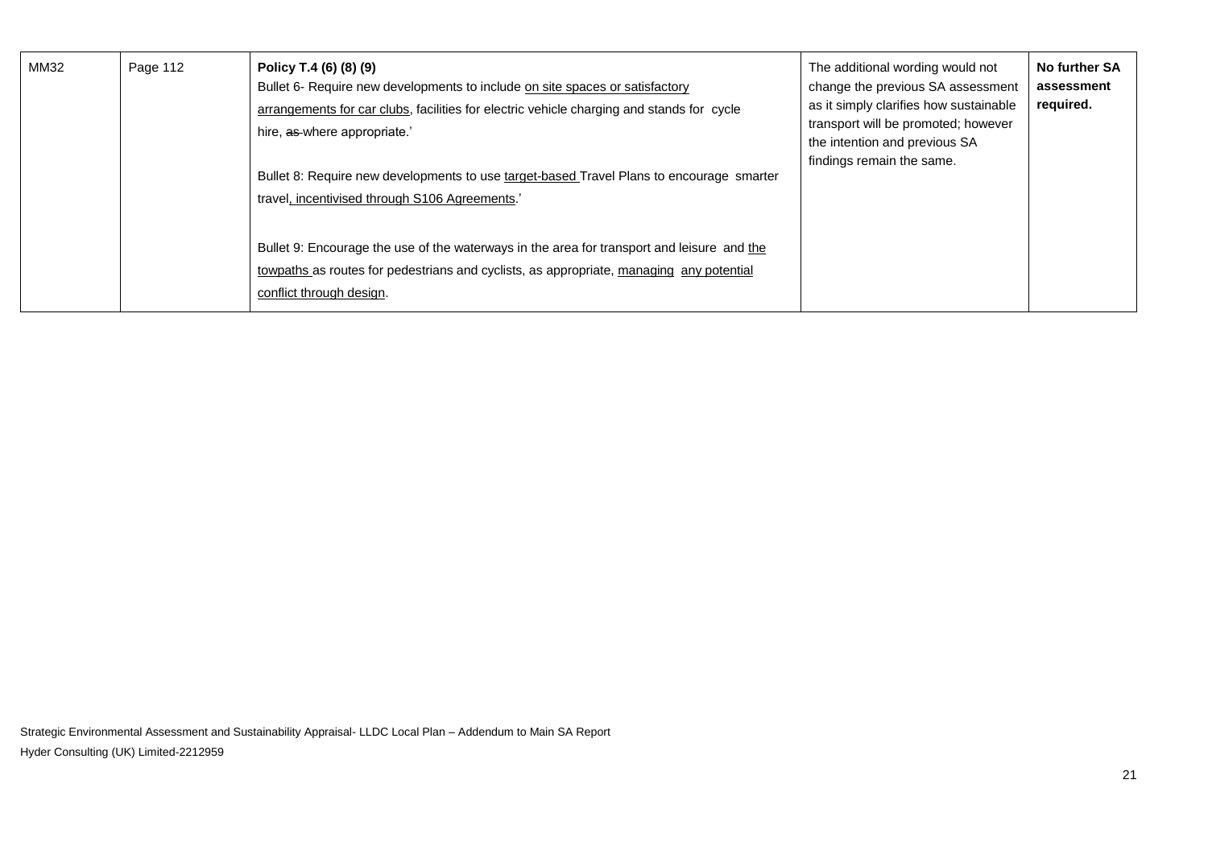| MM32 | Page 112 | **Policy T.4 (6) (8) (9)**<br>Bullet 6- Require new developments to include on site spaces or satisfactory arrangements for car clubs, facilities for electric vehicle charging and stands for cycle hire, ~~as~~ where appropriate.'<br><br>Bullet 8: Require new developments to use target-based Travel Plans to encourage smarter travel, incentivised through S106 Agreements.'<br><br>Bullet 9: Encourage the use of the waterways in the area for transport and leisure and the towpaths as routes for pedestrians and cyclists, as appropriate, managing any potential conflict through design. | The additional wording would not change the previous SA assessment as it simply clarifies how sustainable transport will be promoted; however the intention and previous SA findings remain the same. | **No further SA assessment required.** |
|---|---|---|---|---|

Strategic Environmental Assessment and Sustainability Appraisal- LLDC Local Plan – Addendum to Main SA Report

Hyder Consulting (UK) Limited-2212959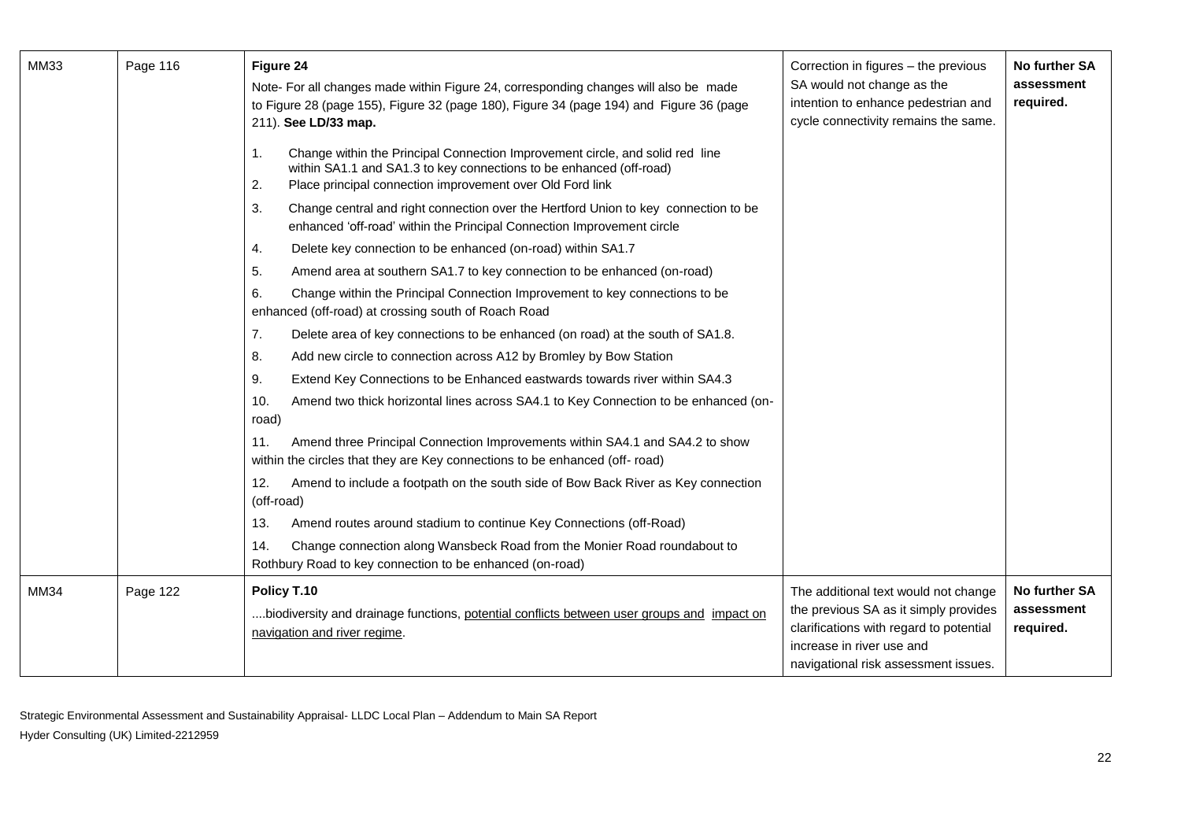| MM33 | Page 116 | **Figure 24**<br>Note- For all changes made within Figure 24, corresponding changes will also be made to Figure 28 (page 155), Figure 32 (page 180), Figure 34 (page 194) and Figure 36 (page 211). **See LD/33 map.**<br>1. Change within the Principal Connection Improvement circle, and solid red line within SA1.1 and SA1.3 to key connections to be enhanced (off-road)<br>2. Place principal connection improvement over Old Ford link<br>3. Change central and right connection over the Hertford Union to key connection to be enhanced 'off-road' within the Principal Connection Improvement circle<br>4. Delete key connection to be enhanced (on-road) within SA1.7<br>5. Amend area at southern SA1.7 to key connection to be enhanced (on-road)<br>6. Change within the Principal Connection Improvement to key connections to be enhanced (off-road) at crossing south of Roach Road<br>7. Delete area of key connections to be enhanced (on road) at the south of SA1.8.<br>8. Add new circle to connection across A12 by Bromley by Bow Station<br>9. Extend Key Connections to be Enhanced eastwards towards river within SA4.3<br>10. Amend two thick horizontal lines across SA4.1 to Key Connection to be enhanced (on-road)<br>11. Amend three Principal Connection Improvements within SA4.1 and SA4.2 to show within the circles that they are Key connections to be enhanced (off- road)<br>12. Amend to include a footpath on the south side of Bow Back River as Key connection (off-road)<br>13. Amend routes around stadium to continue Key Connections (off-Road)<br>14. Change connection along Wansbeck Road from the Monier Road roundabout to Rothbury Road to key connection to be enhanced (on-road) | Correction in figures – the previous SA would not change as the intention to enhance pedestrian and cycle connectivity remains the same. | **No further SA assessment required.** |
|---|---|---|---|---|
| MM34 | Page 122 | **Policy T.10**<br>....biodiversity and drainage functions, <u>potential conflicts between user groups and impact on navigation and river regime</u>. | The additional text would not change the previous SA as it simply provides clarifications with regard to potential increase in river use and navigational risk assessment issues. | **No further SA assessment required.** |

Strategic Environmental Assessment and Sustainability Appraisal- LLDC Local Plan – Addendum to Main SA Report

Hyder Consulting (UK) Limited-2212959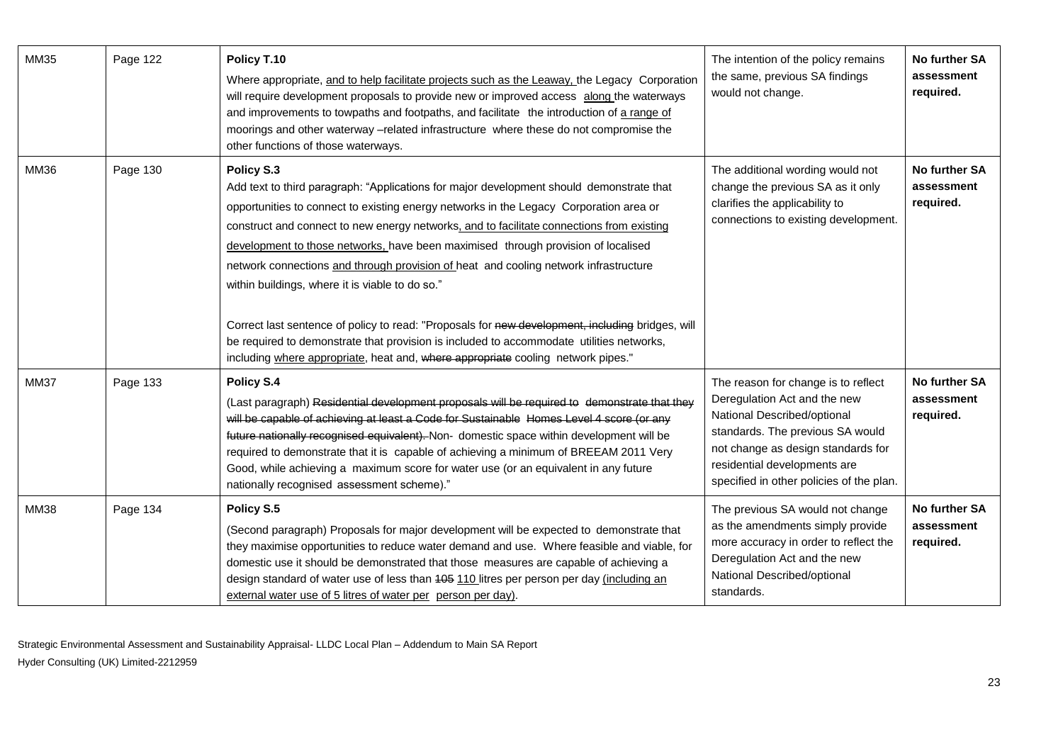| MM35 | Page 122 | **Policy T.10**<br>Where appropriate, <u>and to help facilitate projects such as the Leaway,</u> the Legacy Corporation will require development proposals to provide new or improved access <u>along</u> the waterways and improvements to towpaths and footpaths, and facilitate the introduction of <u>a range of</u> moorings and other waterway –related infrastructure where these do not compromise the other functions of those waterways. | The intention of the policy remains the same, previous SA findings would not change. | **No further SA assessment required.** |
|---|---|---|---|---|
| MM36 | Page 130 | **Policy S.3**<br>Add text to third paragraph: "Applications for major development should demonstrate that opportunities to connect to existing energy networks in the Legacy Corporation area or construct and connect to new energy networks<u>, and to facilitate connections from existing development to those networks,</u> have been maximised through provision of localised network connections <u>and through provision of</u> heat and cooling network infrastructure within buildings, where it is viable to do so."<br><br>Correct last sentence of policy to read: "Proposals for ~~new development, including~~ bridges, will be required to demonstrate that provision is included to accommodate utilities networks, including <u>where appropriate</u>, heat and, ~~where appropriate~~ cooling network pipes." | The additional wording would not change the previous SA as it only clarifies the applicability to connections to existing development. | **No further SA assessment required.** |
| MM37 | Page 133 | **Policy S.4**<br>(Last paragraph) ~~Residential development proposals will be required to demonstrate that they will be capable of achieving at least a Code for Sustainable Homes Level 4 score (or any future nationally recognised equivalent).~~ Non- domestic space within development will be required to demonstrate that it is capable of achieving a minimum of BREEAM 2011 Very Good, while achieving a maximum score for water use (or an equivalent in any future nationally recognised assessment scheme)." | The reason for change is to reflect Deregulation Act and the new National Described/optional standards. The previous SA would not change as design standards for residential developments are specified in other policies of the plan. | **No further SA assessment required.** |
| MM38 | Page 134 | **Policy S.5**<br>(Second paragraph) Proposals for major development will be expected to demonstrate that they maximise opportunities to reduce water demand and use. Where feasible and viable, for domestic use it should be demonstrated that those measures are capable of achieving a design standard of water use of less than ~~105~~ <u>110</u> litres per person per day <u>(including an external water use of 5 litres of water per person per day)</u>. | The previous SA would not change as the amendments simply provide more accuracy in order to reflect the Deregulation Act and the new National Described/optional standards. | **No further SA assessment required.** |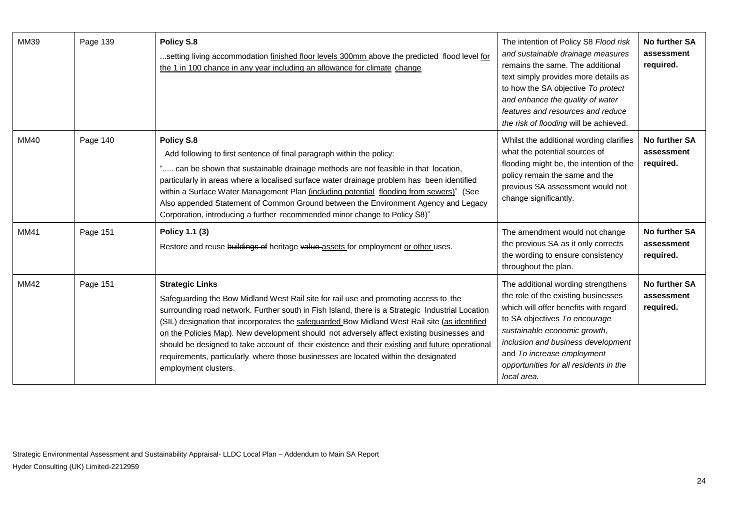| MM39 | Page 139 | **Policy S.8**<br>...setting living accommodation finished floor levels 300mm above the predicted flood level for the 1 in 100 chance in any year including an allowance for climate change | The intention of Policy S8 *Flood risk and sustainable drainage measures* remains the same. The additional text simply provides more details as to how the SA objective *To protect and enhance the quality of water features and resources and reduce the risk of flooding* will be achieved. | **No further SA assessment required.** |
|---|---|---|---|---|
| MM40 | Page 140 | **Policy S.8**<br>Add following to first sentence of final paragraph within the policy:<br>"..... can be shown that sustainable drainage methods are not feasible in that location, particularly in areas where a localised surface water drainage problem has been identified within a Surface Water Management Plan (including potential flooding from sewers)" (See Also appended Statement of Common Ground between the Environment Agency and Legacy Corporation, introducing a further recommended minor change to Policy S8)" | Whilst the additional wording clarifies what the potential sources of flooding might be, the intention of the policy remain the same and the previous SA assessment would not change significantly. | **No further SA assessment required.** |
| MM41 | Page 151 | **Policy 1.1 (3)**<br>Restore and reuse ~~buildings of~~ heritage ~~value~~ assets for employment or other uses. | The amendment would not change the previous SA as it only corrects the wording to ensure consistency throughout the plan. | **No further SA assessment required.** |
| MM42 | Page 151 | **Strategic Links**<br>Safeguarding the Bow Midland West Rail site for rail use and promoting access to the surrounding road network. Further south in Fish Island, there is a Strategic Industrial Location (SIL) designation that incorporates the safeguarded Bow Midland West Rail site (as identified on the Policies Map). New development should not adversely affect existing businesses and should be designed to take account of their existence and their existing and future operational requirements, particularly where those businesses are located within the designated employment clusters. | The additional wording strengthens the role of the existing businesses which will offer benefits with regard to SA objectives *To encourage sustainable economic growth, inclusion and business development* and *To increase employment opportunities for all residents in the local area.* | **No further SA assessment required.** |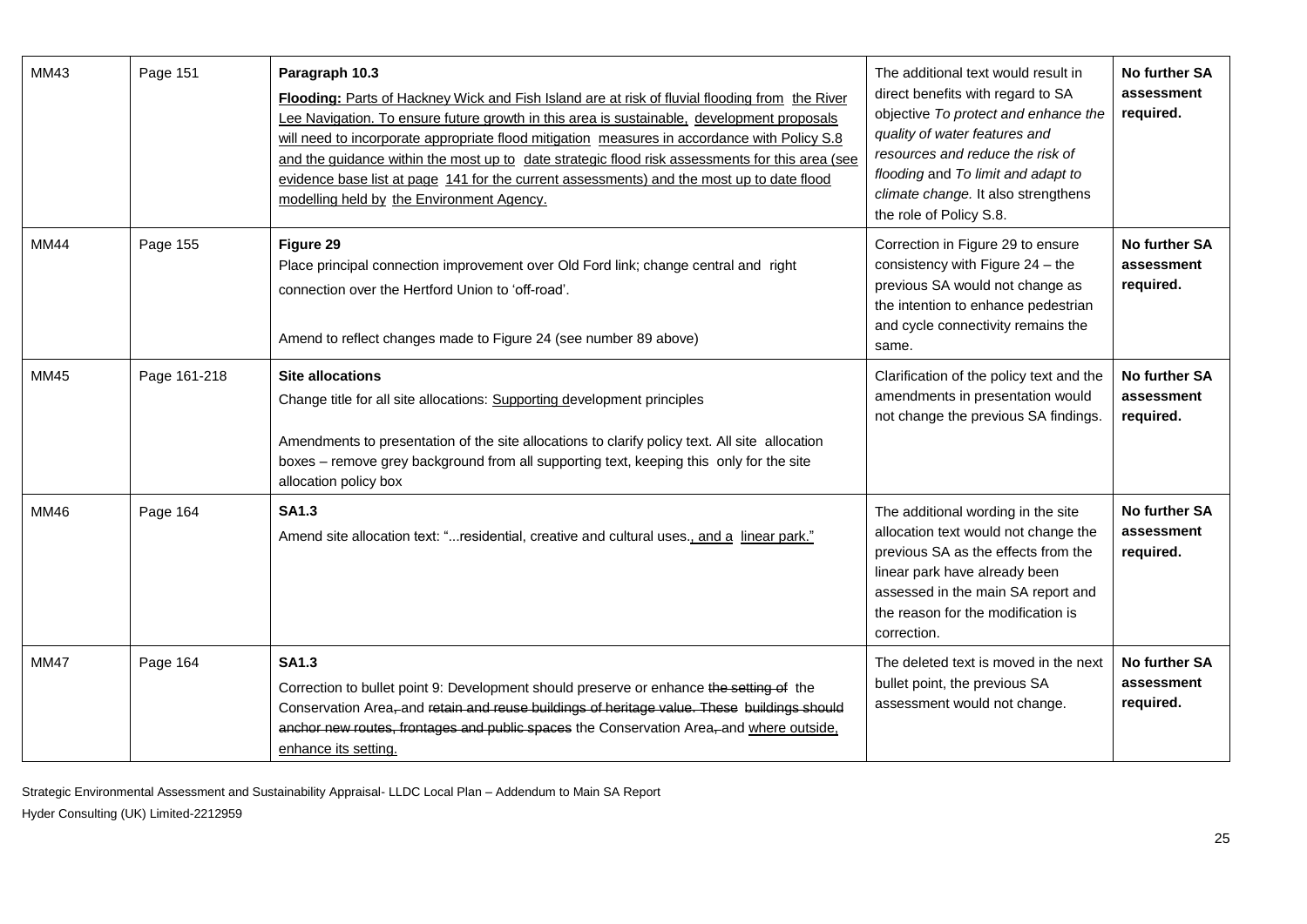| | | | | |
|---|---|---|---|---|
| MM43 | Page 151 | **Paragraph 10.3**<br>**Flooding:** Parts of Hackney Wick and Fish Island are at risk of fluvial flooding from the River Lee Navigation. To ensure future growth in this area is sustainable, development proposals will need to incorporate appropriate flood mitigation measures in accordance with Policy S.8 and the guidance within the most up to date strategic flood risk assessments for this area (see evidence base list at page 141 for the current assessments) and the most up to date flood modelling held by the Environment Agency. | The additional text would result in direct benefits with regard to SA objective *To protect and enhance the quality of water features and resources and reduce the risk of flooding* and *To limit and adapt to climate change.* It also strengthens the role of Policy S.8. | **No further SA assessment required.** |
| MM44 | Page 155 | **Figure 29**<br>Place principal connection improvement over Old Ford link; change central and right connection over the Hertford Union to 'off-road'.<br><br>Amend to reflect changes made to Figure 24 (see number 89 above) | Correction in Figure 29 to ensure consistency with Figure 24 – the previous SA would not change as the intention to enhance pedestrian and cycle connectivity remains the same. | **No further SA assessment required.** |
| MM45 | Page 161-218 | **Site allocations**<br>Change title for all site allocations: Supporting development principles<br><br>Amendments to presentation of the site allocations to clarify policy text. All site allocation boxes – remove grey background from all supporting text, keeping this only for the site allocation policy box | Clarification of the policy text and the amendments in presentation would not change the previous SA findings. | **No further SA assessment required.** |
| MM46 | Page 164 | **SA1.3**<br>Amend site allocation text: "...residential, creative and cultural uses., and a linear park." | The additional wording in the site allocation text would not change the previous SA as the effects from the linear park have already been assessed in the main SA report and the reason for the modification is correction. | **No further SA assessment required.** |
| MM47 | Page 164 | **SA1.3**<br>Correction to bullet point 9: Development should preserve or enhance ~~the setting of~~ the Conservation Area~~,~~ and ~~retain and reuse buildings of heritage value. These buildings should anchor new routes, frontages and public spaces~~ the Conservation Area~~,~~ and where outside, enhance its setting. | The deleted text is moved in the next bullet point, the previous SA assessment would not change. | **No further SA assessment required.** |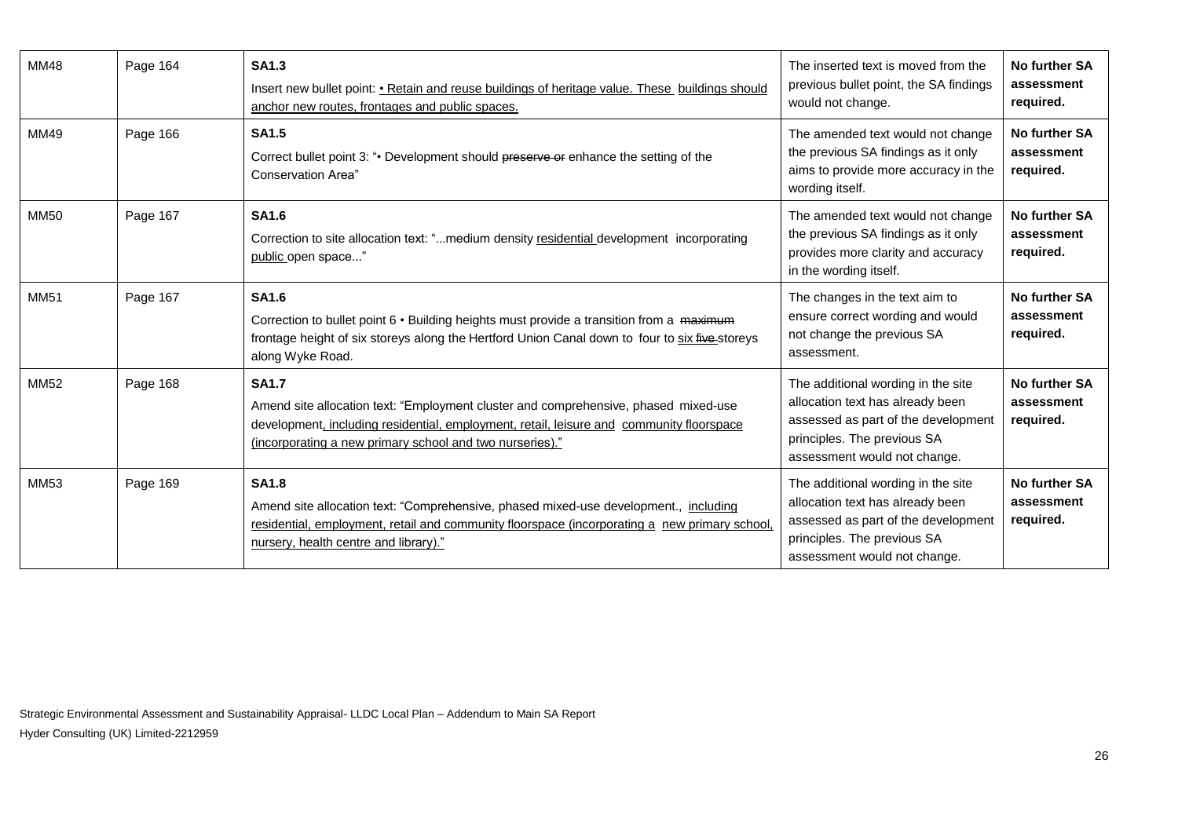| MM48 | Page 164 | **SA1.3**<br>Insert new bullet point: • Retain and reuse buildings of heritage value. These buildings should anchor new routes, frontages and public spaces. | The inserted text is moved from the previous bullet point, the SA findings would not change. | **No further SA assessment required.** |
|---|---|---|---|---|
| MM49 | Page 166 | **SA1.5**<br>Correct bullet point 3: "• Development should ~~preserve or~~ enhance the setting of the Conservation Area" | The amended text would not change the previous SA findings as it only aims to provide more accuracy in the wording itself. | **No further SA assessment required.** |
| MM50 | Page 167 | **SA1.6**<br>Correction to site allocation text: "...medium density residential development incorporating public open space..." | The amended text would not change the previous SA findings as it only provides more clarity and accuracy in the wording itself. | **No further SA assessment required.** |
| MM51 | Page 167 | **SA1.6**<br>Correction to bullet point 6 • Building heights must provide a transition from a ~~maximum~~ frontage height of six storeys along the Hertford Union Canal down to four to six ~~five~~ storeys along Wyke Road. | The changes in the text aim to ensure correct wording and would not change the previous SA assessment. | **No further SA assessment required.** |
| MM52 | Page 168 | **SA1.7**<br>Amend site allocation text: "Employment cluster and comprehensive, phased mixed-use development, including residential, employment, retail, leisure and community floorspace (incorporating a new primary school and two nurseries)." | The additional wording in the site allocation text has already been assessed as part of the development principles. The previous SA assessment would not change. | **No further SA assessment required.** |
| MM53 | Page 169 | **SA1.8**<br>Amend site allocation text: "Comprehensive, phased mixed-use development., including residential, employment, retail and community floorspace (incorporating a new primary school, nursery, health centre and library)." | The additional wording in the site allocation text has already been assessed as part of the development principles. The previous SA assessment would not change. | **No further SA assessment required.** |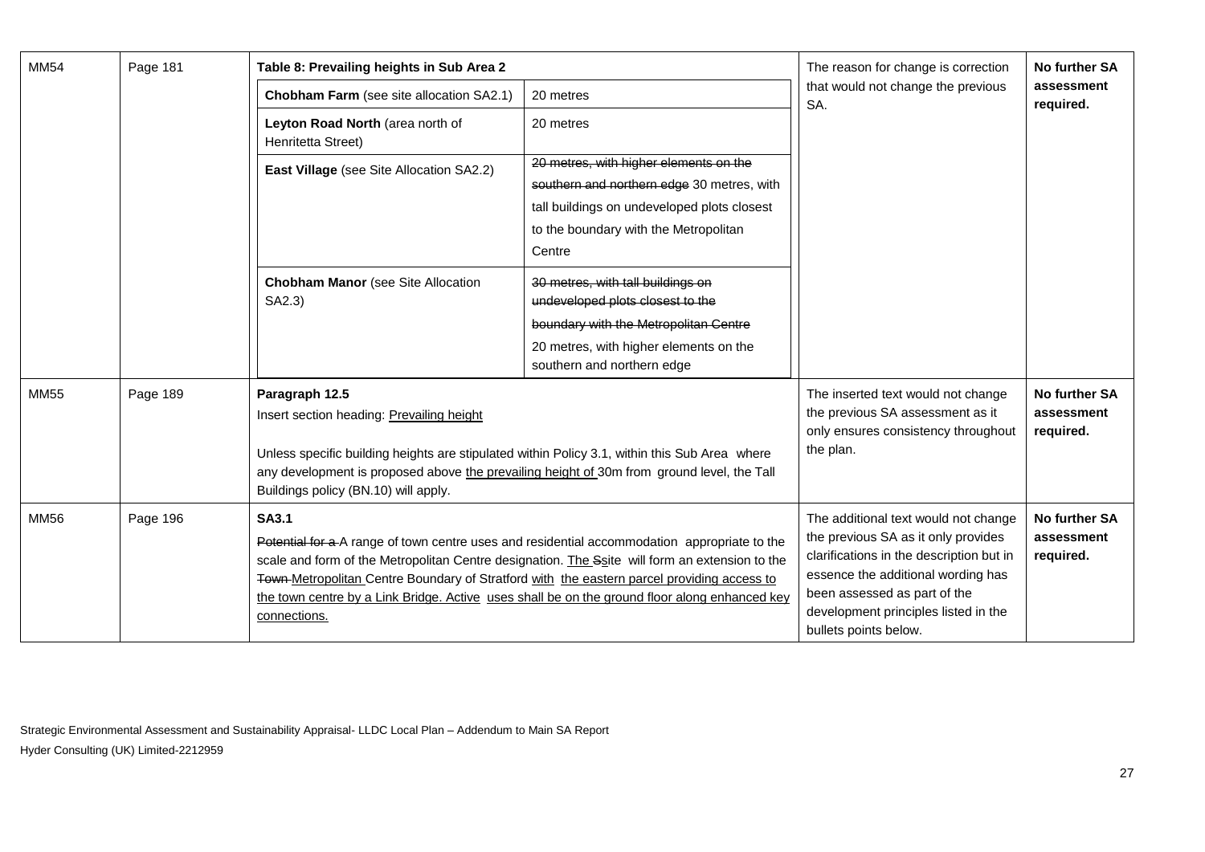| | | | | |
|---|---|---|---|---|
| MM54 | Page 181 | **Table 8: Prevailing heights in Sub Area 2**<br><br>**Chobham Farm** (see site allocation SA2.1): 20 metres<br><br>**Leyton Road North** (area north of Henritetta Street): 20 metres<br><br>**East Village** (see Site Allocation SA2.2): ~~20 metres, with higher elements on the southern and northern edge~~ 30 metres, with tall buildings on undeveloped plots closest to the boundary with the Metropolitan Centre<br><br>**Chobham Manor** (see Site Allocation SA2.3): ~~30 metres, with tall buildings on undeveloped plots closest to the boundary with the Metropolitan Centre~~ 20 metres, with higher elements on the southern and northern edge | The reason for change is correction that would not change the previous SA. | **No further SA assessment required.** |
| MM55 | Page 189 | **Paragraph 12.5**<br>Insert section heading: <u>Prevailing height</u><br><br>Unless specific building heights are stipulated within Policy 3.1, within this Sub Area where any development is proposed above <u>the prevailing height of</u> 30m from ground level, the Tall Buildings policy (BN.10) will apply. | The inserted text would not change the previous SA assessment as it only ensures consistency throughout the plan. | **No further SA assessment required.** |
| MM56 | Page 196 | **SA3.1**<br>~~Potential for a~~ A range of town centre uses and residential accommodation appropriate to the scale and form of the Metropolitan Centre designation. <u>The</u> ~~S~~<u>s</u>ite will form an extension to the ~~Town~~ <u>Metropolitan</u> Centre Boundary of Stratford <u>with the eastern parcel providing access to the town centre by a Link Bridge. Active uses shall be on the ground floor along enhanced key connections.</u> | The additional text would not change the previous SA as it only provides clarifications in the description but in essence the additional wording has been assessed as part of the development principles listed in the bullets points below. | **No further SA assessment required.** |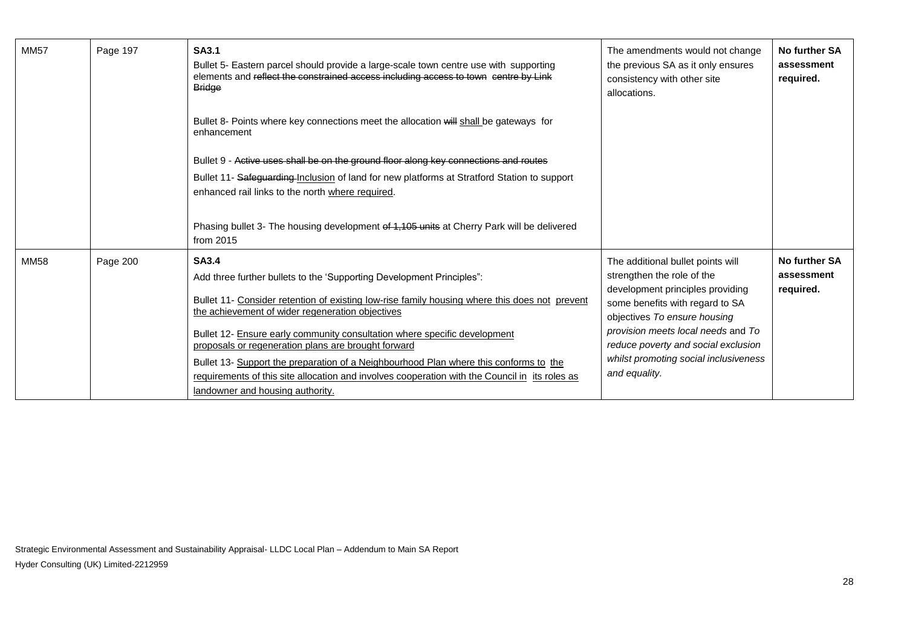| MM57 | Page 197 | **SA3.1**<br>Bullet 5- Eastern parcel should provide a large-scale town centre use with supporting elements and ~~reflect the constrained access including access to town centre by Link Bridge~~<br><br>Bullet 8- Points where key connections meet the allocation ~~will~~ <u>shall</u> be gateways for enhancement<br><br>Bullet 9 - ~~Active uses shall be on the ground floor along key connections and routes~~<br>Bullet 11- ~~Safeguarding~~ <u>Inclusion</u> of land for new platforms at Stratford Station to support enhanced rail links to the north <u>where required</u>.<br><br>Phasing bullet 3- The housing development ~~of 1,105 units~~ at Cherry Park will be delivered from 2015 | The amendments would not change the previous SA as it only ensures consistency with other site allocations. | **No further SA assessment required.** |
|---|---|---|---|---|
| MM58 | Page 200 | **SA3.4**<br>Add three further bullets to the 'Supporting Development Principles":<br>Bullet 11- <u>Consider retention of existing low-rise family housing where this does not prevent the achievement of wider regeneration objectives</u><br>Bullet 12- <u>Ensure early community consultation where specific development proposals or regeneration plans are brought forward</u><br>Bullet 13- <u>Support the preparation of a Neighbourhood Plan where this conforms to the requirements of this site allocation and involves cooperation with the Council in its roles as landowner and housing authority.</u> | The additional bullet points will strengthen the role of the development principles providing some benefits with regard to SA objectives *To ensure housing provision meets local needs* and *To reduce poverty and social exclusion whilst promoting social inclusiveness and equality.* | **No further SA assessment required.** |

Strategic Environmental Assessment and Sustainability Appraisal- LLDC Local Plan – Addendum to Main SA Report

Hyder Consulting (UK) Limited-2212959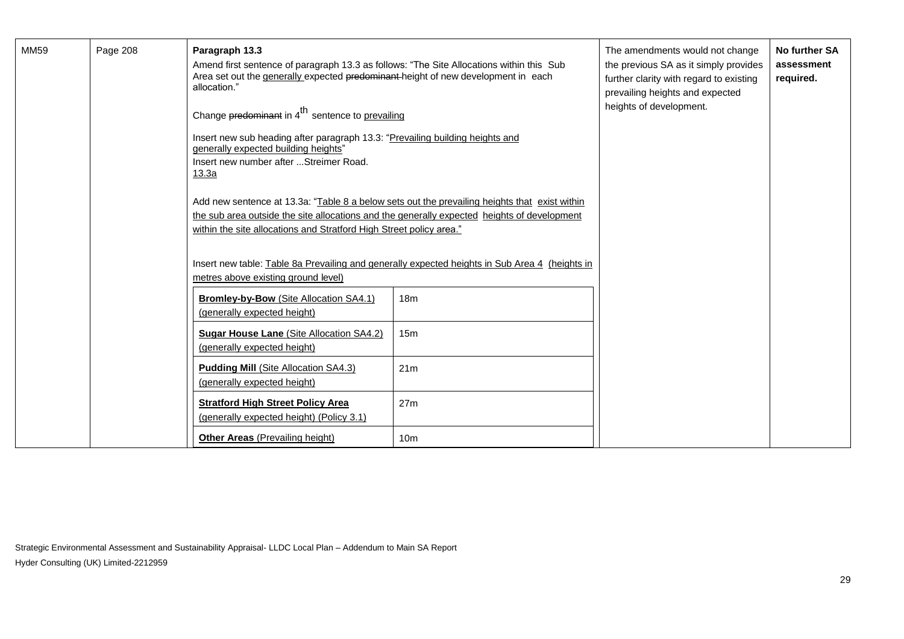| MM59 | Page 208 | **Paragraph 13.3**<br><br>Amend first sentence of paragraph 13.3 as follows: "The Site Allocations within this Sub Area set out the <u>generally</u> expected ~~predominant~~ height of new development in each allocation."<br><br>Change ~~predominant~~ in 4th sentence to <u>prevailing</u><br><br>Insert new sub heading after paragraph 13.3: "<u>Prevailing building heights and generally expected building heights</u>"<br><br>Insert new number after ...Streimer Road.<br><u>13.3a</u><br><br>Add new sentence at 13.3a: "<u>Table 8 a below sets out the prevailing heights that exist within the sub area outside the site allocations and the generally expected heights of development within the site allocations and Stratford High Street policy area.</u>"<br><br>Insert new table: <u>Table 8a Prevailing and generally expected heights in Sub Area 4 (heights in metres above existing ground level)</u><br><br><u>**Bromley-by-Bow** (Site Allocation SA4.1) (generally expected height)</u>: 18m<br><u>**Sugar House Lane** (Site Allocation SA4.2) (generally expected height)</u>: 15m<br><u>**Pudding Mill** (Site Allocation SA4.3) (generally expected height)</u>: 21m<br><u>**Stratford High Street Policy Area** (generally expected height) (Policy 3.1)</u>: 27m<br><u>**Other Areas** (Prevailing height)</u>: 10m | The amendments would not change the previous SA as it simply provides further clarity with regard to existing prevailing heights and expected heights of development. | **No further SA assessment required.** |
|---|---|---|---|---|

Strategic Environmental Assessment and Sustainability Appraisal- LLDC Local Plan – Addendum to Main SA Report

Hyder Consulting (UK) Limited-2212959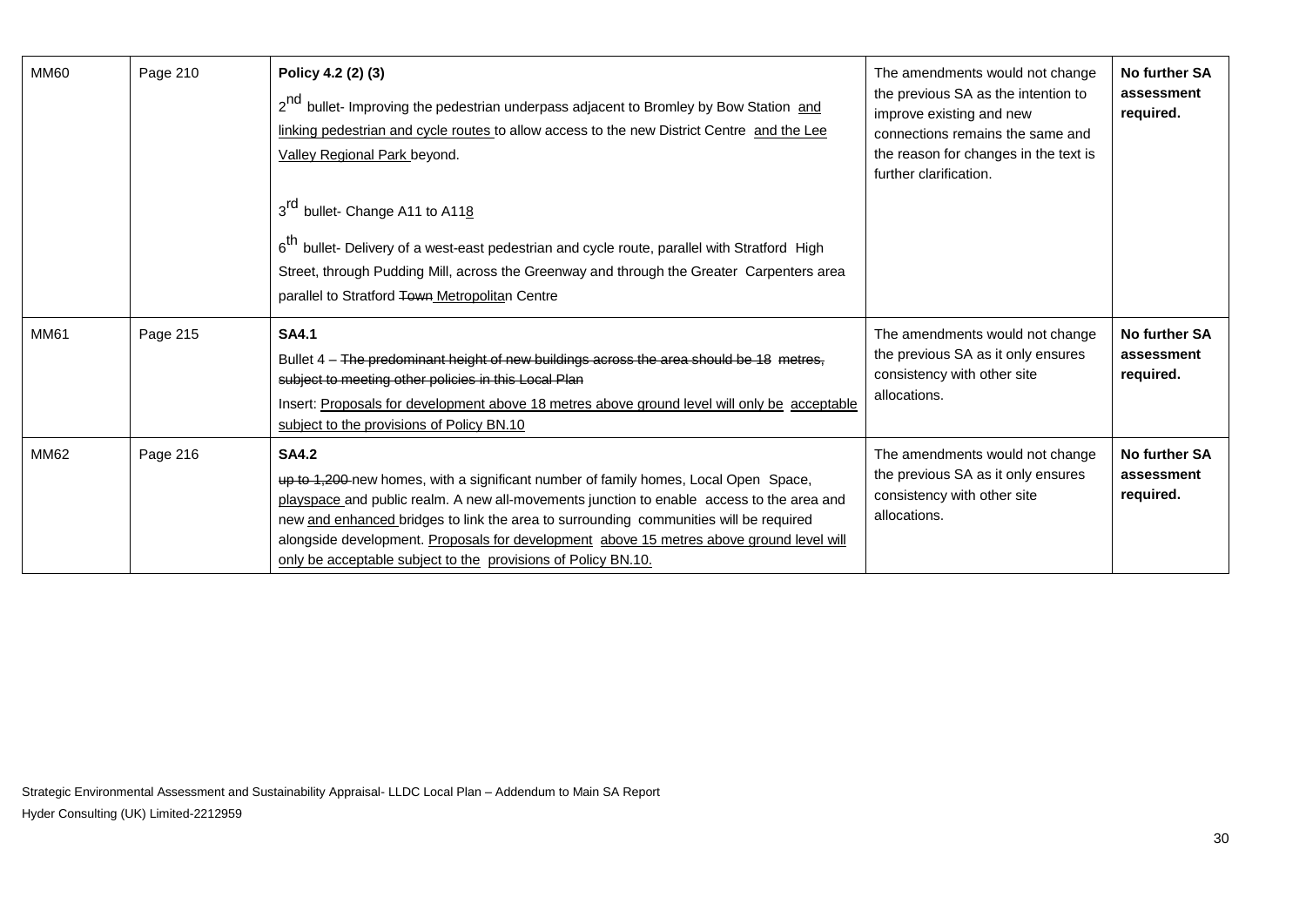| MM60 | Page 210 | **Policy 4.2 (2) (3)**<br>2nd bullet- Improving the pedestrian underpass adjacent to Bromley by Bow Station and linking pedestrian and cycle routes to allow access to the new District Centre and the Lee Valley Regional Park beyond.<br><br>3rd bullet- Change A11 to A118<br><br>6th bullet- Delivery of a west-east pedestrian and cycle route, parallel with Stratford High Street, through Pudding Mill, across the Greenway and through the Greater Carpenters area parallel to Stratford ~~Town~~ Metropolitan Centre | The amendments would not change the previous SA as the intention to improve existing and new connections remains the same and the reason for changes in the text is further clarification. | **No further SA assessment required.** |
|---|---|---|---|---|
| MM61 | Page 215 | **SA4.1**<br>Bullet 4 – ~~The predominant height of new buildings across the area should be 18 metres, subject to meeting other policies in this Local Plan~~<br>Insert: Proposals for development above 18 metres above ground level will only be acceptable subject to the provisions of Policy BN.10 | The amendments would not change the previous SA as it only ensures consistency with other site allocations. | **No further SA assessment required.** |
| MM62 | Page 216 | **SA4.2**<br>~~up to 1,200~~ new homes, with a significant number of family homes, Local Open Space, playspace and public realm. A new all-movements junction to enable access to the area and new and enhanced bridges to link the area to surrounding communities will be required alongside development. Proposals for development above 15 metres above ground level will only be acceptable subject to the provisions of Policy BN.10. | The amendments would not change the previous SA as it only ensures consistency with other site allocations. | **No further SA assessment required.** |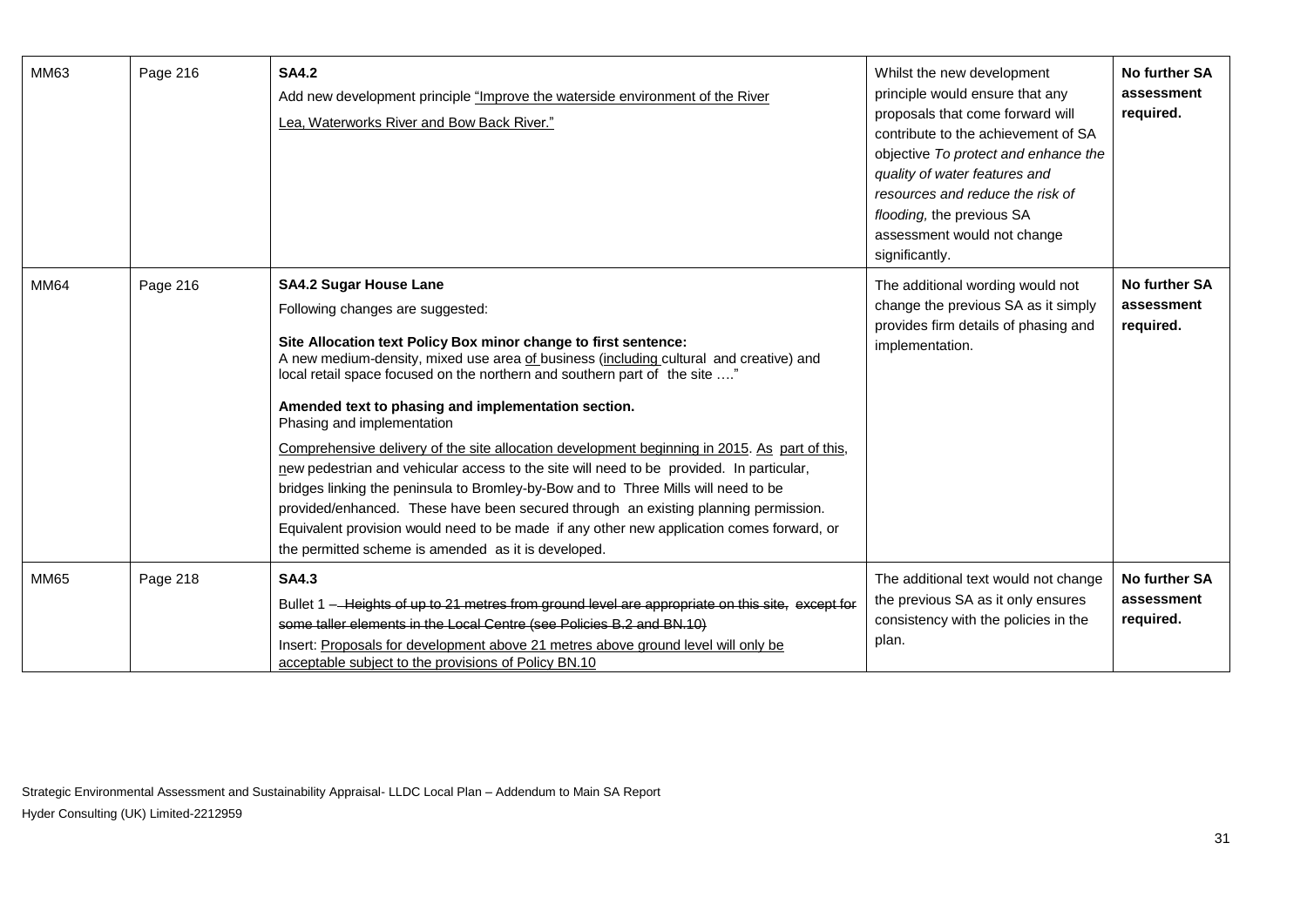| MM63 | Page 216 | **SA4.2**<br>Add new development principle <u>"Improve the waterside environment of the River Lea, Waterworks River and Bow Back River."</u> | Whilst the new development principle would ensure that any proposals that come forward will contribute to the achievement of SA objective *To protect and enhance the quality of water features and resources and reduce the risk of flooding,* the previous SA assessment would not change significantly. | **No further SA assessment required.** |
|---|---|---|---|---|
| MM64 | Page 216 | **SA4.2 Sugar House Lane**<br>Following changes are suggested:<br>**Site Allocation text Policy Box minor change to first sentence:**<br>A new medium-density, mixed use area <u>of</u> business (<u>including</u> cultural and creative) and local retail space focused on the northern and southern part of the site …."<br>**Amended text to phasing and implementation section.**<br>Phasing and implementation<br><u>Comprehensive delivery of the site allocation development beginning in 2015</u>. <u>As part of this</u>, <u>n</u>ew pedestrian and vehicular access to the site will need to be provided. In particular, bridges linking the peninsula to Bromley-by-Bow and to Three Mills will need to be provided/enhanced. These have been secured through an existing planning permission. Equivalent provision would need to be made if any other new application comes forward, or the permitted scheme is amended as it is developed. | The additional wording would not change the previous SA as it simply provides firm details of phasing and implementation. | **No further SA assessment required.** |
| MM65 | Page 218 | **SA4.3**<br>Bullet 1 – ~~Heights of up to 21 metres from ground level are appropriate on this site, except for some taller elements in the Local Centre (see Policies B.2 and BN.10)~~<br>Insert: <u>Proposals for development above 21 metres above ground level will only be acceptable subject to the provisions of Policy BN.10</u> | The additional text would not change the previous SA as it only ensures consistency with the policies in the plan. | **No further SA assessment required.** |

Strategic Environmental Assessment and Sustainability Appraisal- LLDC Local Plan – Addendum to Main SA Report

Hyder Consulting (UK) Limited-2212959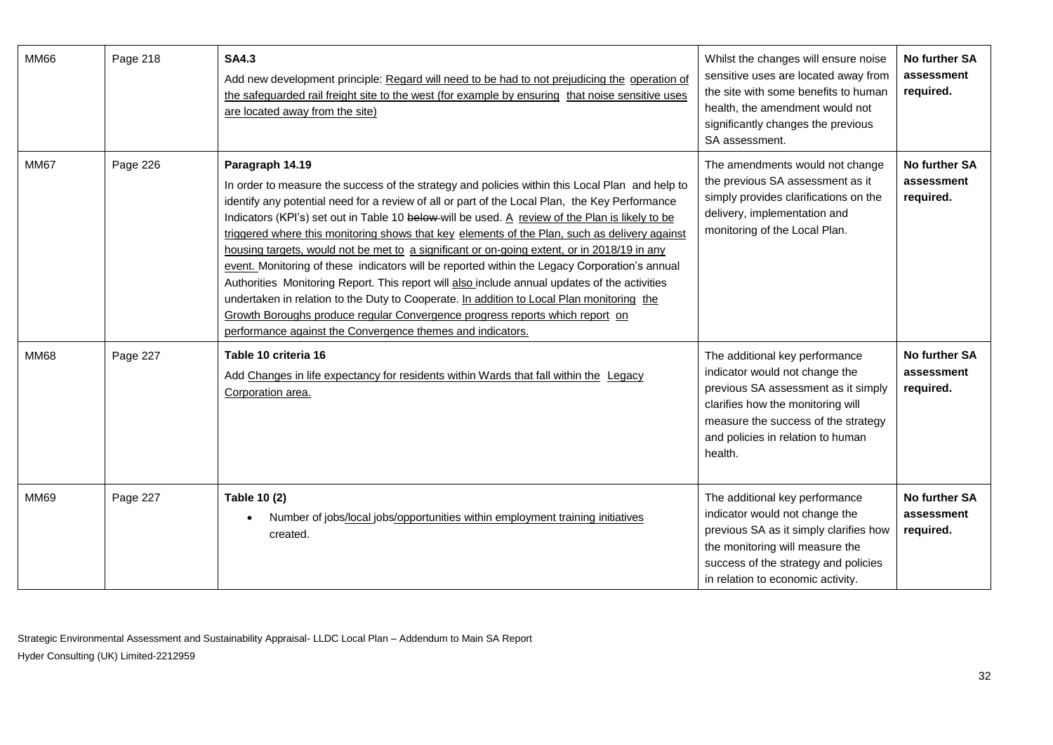| MM66 | Page 218 | **SA4.3**<br>Add new development principle: Regard will need to be had to not prejudicing the operation of the safeguarded rail freight site to the west (for example by ensuring that noise sensitive uses are located away from the site) | Whilst the changes will ensure noise sensitive uses are located away from the site with some benefits to human health, the amendment would not significantly changes the previous SA assessment. | **No further SA assessment required.** |
|---|---|---|---|---|
| MM67 | Page 226 | **Paragraph 14.19**<br>In order to measure the success of the strategy and policies within this Local Plan and help to identify any potential need for a review of all or part of the Local Plan, the Key Performance Indicators (KPI's) set out in Table 10 ~~below~~ will be used. A review of the Plan is likely to be triggered where this monitoring shows that key elements of the Plan, such as delivery against housing targets, would not be met to a significant or on-going extent, or in 2018/19 in any event. Monitoring of these indicators will be reported within the Legacy Corporation's annual Authorities Monitoring Report. This report will also include annual updates of the activities undertaken in relation to the Duty to Cooperate. In addition to Local Plan monitoring the Growth Boroughs produce regular Convergence progress reports which report on performance against the Convergence themes and indicators. | The amendments would not change the previous SA assessment as it simply provides clarifications on the delivery, implementation and monitoring of the Local Plan. | **No further SA assessment required.** |
| MM68 | Page 227 | **Table 10 criteria 16**<br>Add Changes in life expectancy for residents within Wards that fall within the Legacy Corporation area. | The additional key performance indicator would not change the previous SA assessment as it simply clarifies how the monitoring will measure the success of the strategy and policies in relation to human health. | **No further SA assessment required.** |
| MM69 | Page 227 | **Table 10 (2)**<br>• Number of jobs/local jobs/opportunities within employment training initiatives created. | The additional key performance indicator would not change the previous SA as it simply clarifies how the monitoring will measure the success of the strategy and policies in relation to economic activity. | **No further SA assessment required.** |

Strategic Environmental Assessment and Sustainability Appraisal- LLDC Local Plan – Addendum to Main SA Report
Hyder Consulting (UK) Limited-2212959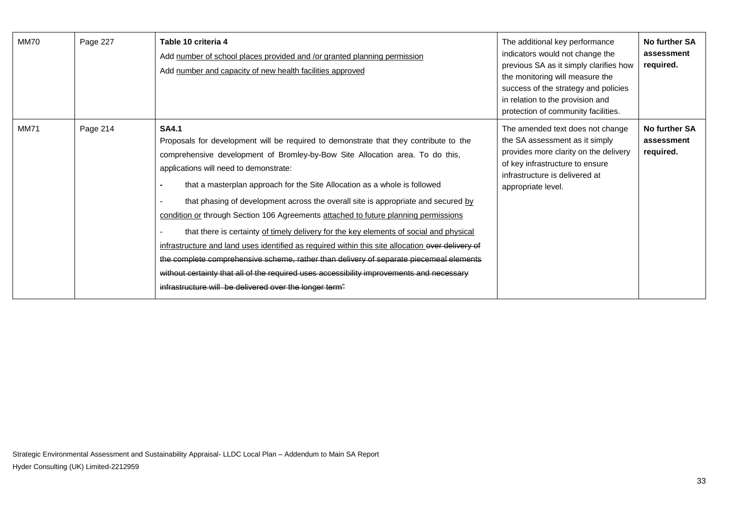| MM70 | Page 227 | **Table 10 criteria 4**<br>Add <u>number of school places provided and /or granted planning permission</u><br>Add <u>number and capacity of new health facilities approved</u> | The additional key performance indicators would not change the previous SA as it simply clarifies how the monitoring will measure the success of the strategy and policies in relation to the provision and protection of community facilities. | **No further SA assessment required.** |
|---|---|---|---|---|
| MM71 | Page 214 | **SA4.1**<br>Proposals for development will be required to demonstrate that they contribute to the comprehensive development of Bromley-by-Bow Site Allocation area. To do this, applications will need to demonstrate:<br>- that a masterplan approach for the Site Allocation as a whole is followed<br>- that phasing of development across the overall site is appropriate and secured <u>by condition or</u> through Section 106 Agreements <u>attached to future planning permissions</u><br>- that there is certainty <u>of timely delivery for the key elements of social and physical infrastructure and land uses identified as required within this site allocation</u> ~~over delivery of the complete comprehensive scheme, rather than delivery of separate piecemeal elements without certainty that all of the required uses accessibility improvements and necessary infrastructure will be delivered over the longer term"~~ | The amended text does not change the SA assessment as it simply provides more clarity on the delivery of key infrastructure to ensure infrastructure is delivered at appropriate level. | **No further SA assessment required.** |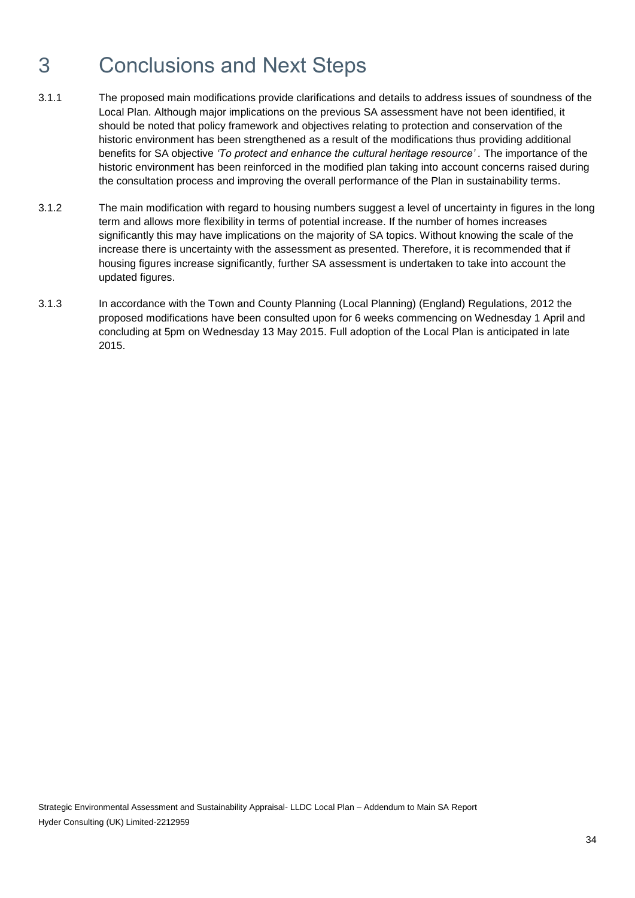# 3 Conclusions and Next Steps

3.1.1 The proposed main modifications provide clarifications and details to address issues of soundness of the Local Plan. Although major implications on the previous SA assessment have not been identified, it should be noted that policy framework and objectives relating to protection and conservation of the historic environment has been strengthened as a result of the modifications thus providing additional benefits for SA objective *'To protect and enhance the cultural heritage resource'* . The importance of the historic environment has been reinforced in the modified plan taking into account concerns raised during the consultation process and improving the overall performance of the Plan in sustainability terms.

3.1.2 The main modification with regard to housing numbers suggest a level of uncertainty in figures in the long term and allows more flexibility in terms of potential increase. If the number of homes increases significantly this may have implications on the majority of SA topics. Without knowing the scale of the increase there is uncertainty with the assessment as presented. Therefore, it is recommended that if housing figures increase significantly, further SA assessment is undertaken to take into account the updated figures.

3.1.3 In accordance with the Town and County Planning (Local Planning) (England) Regulations, 2012 the proposed modifications have been consulted upon for 6 weeks commencing on Wednesday 1 April and concluding at 5pm on Wednesday 13 May 2015. Full adoption of the Local Plan is anticipated in late 2015.